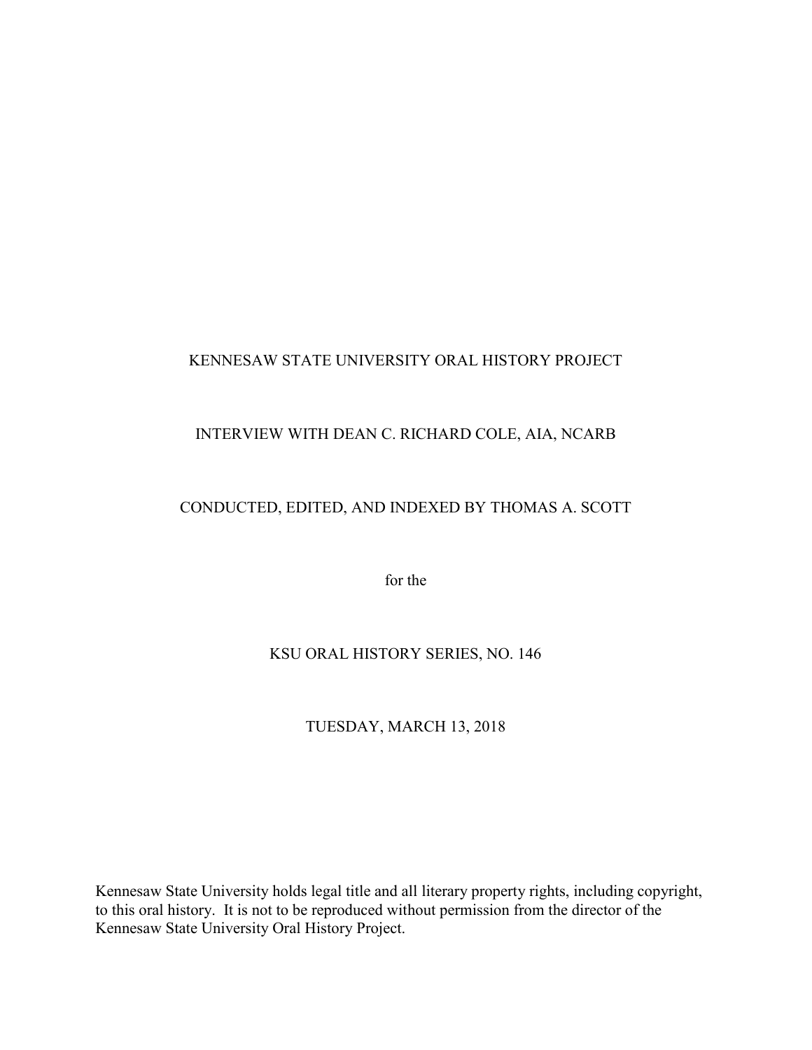KENNESAW STATE UNIVERSITY ORAL HISTORY PROJECT

INTERVIEW WITH DEAN C. RICHARD COLE, AIA, NCARB

CONDUCTED, EDITED, AND INDEXED BY THOMAS A. SCOTT

for the

KSU ORAL HISTORY SERIES, NO. 146

TUESDAY, MARCH 13, 2018

Kennesaw State University holds legal title and all literary property rights, including copyright, to this oral history. It is not to be reproduced without permission from the director of the Kennesaw State University Oral History Project.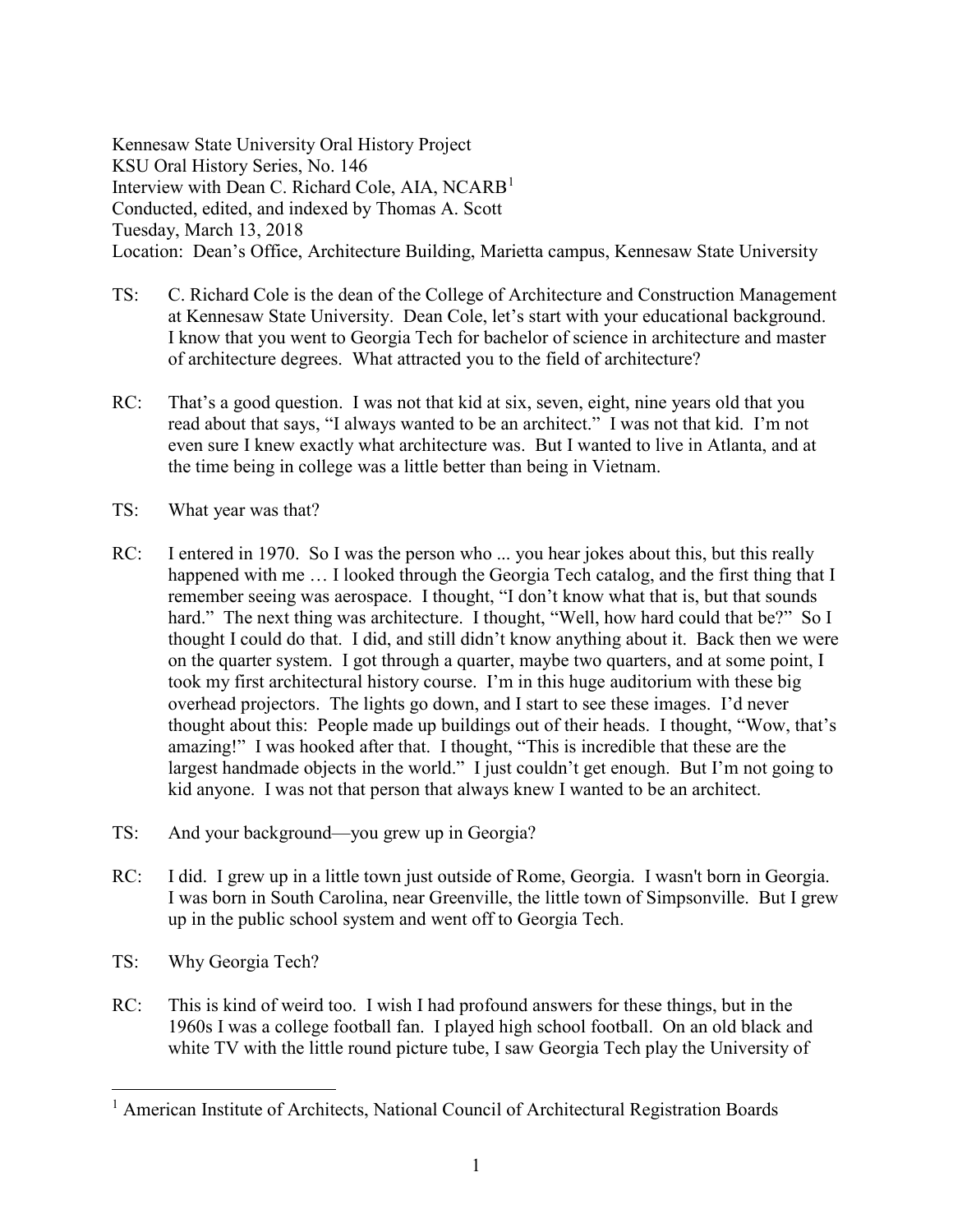Kennesaw State University Oral History Project
KSU Oral History Series, No. 146
Interview with Dean C. Richard Cole, AIA, NCARB[1]
Conducted, edited, and indexed by Thomas A. Scott
Tuesday, March 13, 2018
Location: Dean's Office, Architecture Building, Marietta campus, Kennesaw State University

TS: C. Richard Cole is the dean of the College of Architecture and Construction Management at Kennesaw State University. Dean Cole, let's start with your educational background. I know that you went to Georgia Tech for bachelor of science in architecture and master of architecture degrees. What attracted you to the field of architecture?

RC: That's a good question. I was not that kid at six, seven, eight, nine years old that you read about that says, "I always wanted to be an architect." I was not that kid. I'm not even sure I knew exactly what architecture was. But I wanted to live in Atlanta, and at the time being in college was a little better than being in Vietnam.

TS: What year was that?

RC: I entered in 1970. So I was the person who ... you hear jokes about this, but this really happened with me … I looked through the Georgia Tech catalog, and the first thing that I remember seeing was aerospace. I thought, "I don't know what that is, but that sounds hard." The next thing was architecture. I thought, "Well, how hard could that be?" So I thought I could do that. I did, and still didn't know anything about it. Back then we were on the quarter system. I got through a quarter, maybe two quarters, and at some point, I took my first architectural history course. I'm in this huge auditorium with these big overhead projectors. The lights go down, and I start to see these images. I'd never thought about this: People made up buildings out of their heads. I thought, "Wow, that's amazing!" I was hooked after that. I thought, "This is incredible that these are the largest handmade objects in the world." I just couldn't get enough. But I'm not going to kid anyone. I was not that person that always knew I wanted to be an architect.

TS: And your background—you grew up in Georgia?

RC: I did. I grew up in a little town just outside of Rome, Georgia. I wasn't born in Georgia. I was born in South Carolina, near Greenville, the little town of Simpsonville. But I grew up in the public school system and went off to Georgia Tech.

TS: Why Georgia Tech?

RC: This is kind of weird too. I wish I had profound answers for these things, but in the 1960s I was a college football fan. I played high school football. On an old black and white TV with the little round picture tube, I saw Georgia Tech play the University of

[1] American Institute of Architects, National Council of Architectural Registration Boards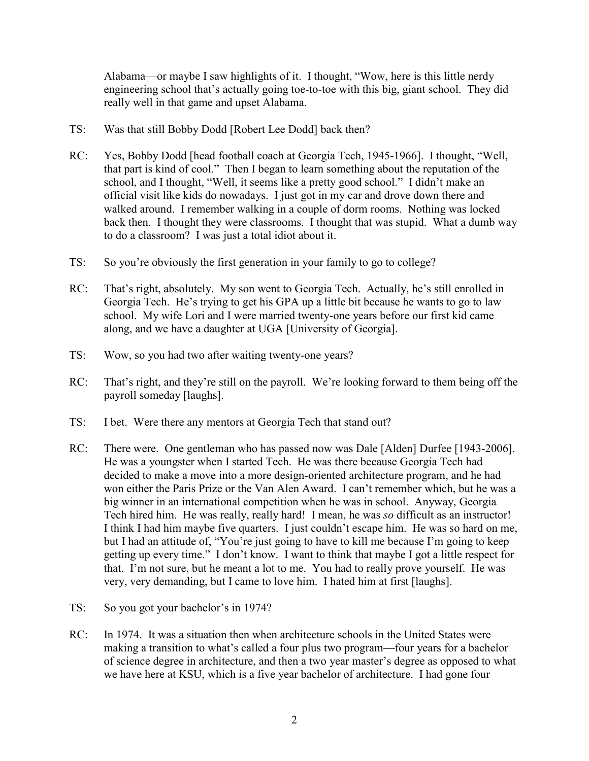Alabama—or maybe I saw highlights of it. I thought, "Wow, here is this little nerdy engineering school that's actually going toe-to-toe with this big, giant school. They did really well in that game and upset Alabama.

TS: Was that still Bobby Dodd [Robert Lee Dodd] back then?

RC: Yes, Bobby Dodd [head football coach at Georgia Tech, 1945-1966]. I thought, "Well, that part is kind of cool." Then I began to learn something about the reputation of the school, and I thought, "Well, it seems like a pretty good school." I didn't make an official visit like kids do nowadays. I just got in my car and drove down there and walked around. I remember walking in a couple of dorm rooms. Nothing was locked back then. I thought they were classrooms. I thought that was stupid. What a dumb way to do a classroom? I was just a total idiot about it.

TS: So you're obviously the first generation in your family to go to college?

RC: That's right, absolutely. My son went to Georgia Tech. Actually, he's still enrolled in Georgia Tech. He's trying to get his GPA up a little bit because he wants to go to law school. My wife Lori and I were married twenty-one years before our first kid came along, and we have a daughter at UGA [University of Georgia].

TS: Wow, so you had two after waiting twenty-one years?

RC: That's right, and they're still on the payroll. We're looking forward to them being off the payroll someday [laughs].

TS: I bet. Were there any mentors at Georgia Tech that stand out?

RC: There were. One gentleman who has passed now was Dale [Alden] Durfee [1943-2006]. He was a youngster when I started Tech. He was there because Georgia Tech had decided to make a move into a more design-oriented architecture program, and he had won either the Paris Prize or the Van Alen Award. I can't remember which, but he was a big winner in an international competition when he was in school. Anyway, Georgia Tech hired him. He was really, really hard! I mean, he was *so* difficult as an instructor! I think I had him maybe five quarters. I just couldn't escape him. He was so hard on me, but I had an attitude of, "You're just going to have to kill me because I'm going to keep getting up every time." I don't know. I want to think that maybe I got a little respect for that. I'm not sure, but he meant a lot to me. You had to really prove yourself. He was very, very demanding, but I came to love him. I hated him at first [laughs].

TS: So you got your bachelor's in 1974?

RC: In 1974. It was a situation then when architecture schools in the United States were making a transition to what's called a four plus two program—four years for a bachelor of science degree in architecture, and then a two year master's degree as opposed to what we have here at KSU, which is a five year bachelor of architecture. I had gone four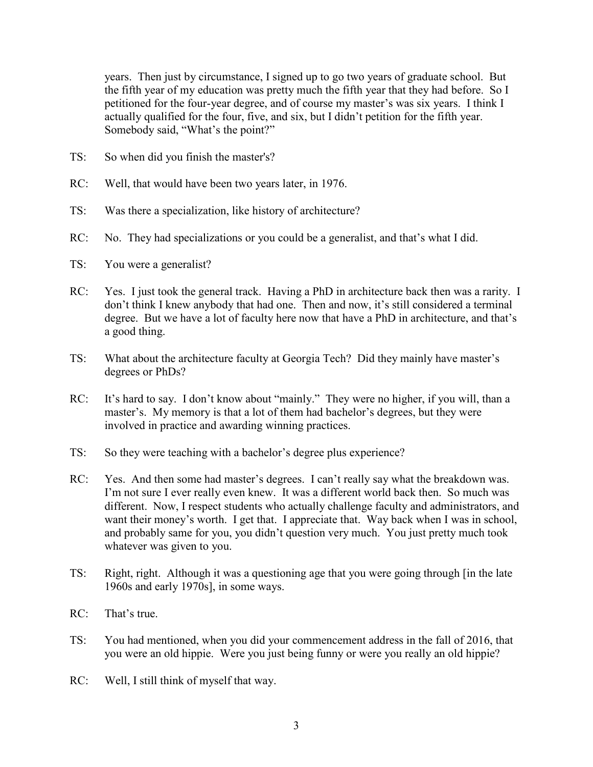years. Then just by circumstance, I signed up to go two years of graduate school. But the fifth year of my education was pretty much the fifth year that they had before. So I petitioned for the four-year degree, and of course my master's was six years. I think I actually qualified for the four, five, and six, but I didn't petition for the fifth year. Somebody said, "What's the point?"

TS: So when did you finish the master's?

RC: Well, that would have been two years later, in 1976.

TS: Was there a specialization, like history of architecture?

RC: No. They had specializations or you could be a generalist, and that's what I did.

TS: You were a generalist?

RC: Yes. I just took the general track. Having a PhD in architecture back then was a rarity. I don't think I knew anybody that had one. Then and now, it's still considered a terminal degree. But we have a lot of faculty here now that have a PhD in architecture, and that's a good thing.

TS: What about the architecture faculty at Georgia Tech? Did they mainly have master's degrees or PhDs?

RC: It's hard to say. I don't know about "mainly." They were no higher, if you will, than a master's. My memory is that a lot of them had bachelor's degrees, but they were involved in practice and awarding winning practices.

TS: So they were teaching with a bachelor's degree plus experience?

RC: Yes. And then some had master's degrees. I can't really say what the breakdown was. I'm not sure I ever really even knew. It was a different world back then. So much was different. Now, I respect students who actually challenge faculty and administrators, and want their money's worth. I get that. I appreciate that. Way back when I was in school, and probably same for you, you didn't question very much. You just pretty much took whatever was given to you.

TS: Right, right. Although it was a questioning age that you were going through [in the late 1960s and early 1970s], in some ways.

RC: That's true.

TS: You had mentioned, when you did your commencement address in the fall of 2016, that you were an old hippie. Were you just being funny or were you really an old hippie?

RC: Well, I still think of myself that way.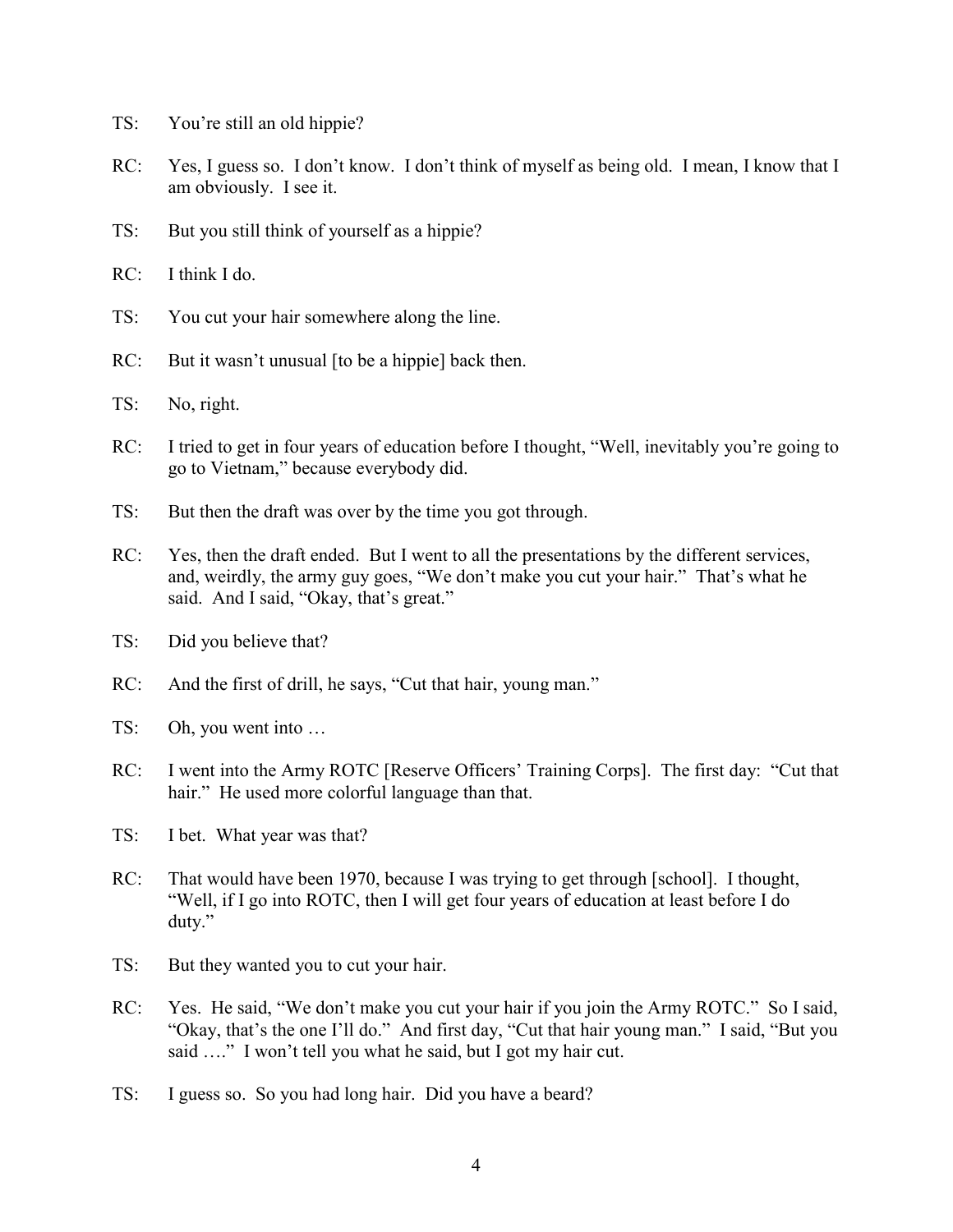TS: You're still an old hippie?

RC: Yes, I guess so. I don't know. I don't think of myself as being old. I mean, I know that I am obviously. I see it.

TS: But you still think of yourself as a hippie?

RC: I think I do.

TS: You cut your hair somewhere along the line.

RC: But it wasn't unusual [to be a hippie] back then.

TS: No, right.

RC: I tried to get in four years of education before I thought, "Well, inevitably you're going to go to Vietnam," because everybody did.

TS: But then the draft was over by the time you got through.

RC: Yes, then the draft ended. But I went to all the presentations by the different services, and, weirdly, the army guy goes, "We don't make you cut your hair." That's what he said. And I said, "Okay, that's great."

TS: Did you believe that?

RC: And the first of drill, he says, "Cut that hair, young man."

TS: Oh, you went into …

RC: I went into the Army ROTC [Reserve Officers' Training Corps]. The first day: "Cut that hair." He used more colorful language than that.

TS: I bet. What year was that?

RC: That would have been 1970, because I was trying to get through [school]. I thought, "Well, if I go into ROTC, then I will get four years of education at least before I do duty."

TS: But they wanted you to cut your hair.

RC: Yes. He said, "We don't make you cut your hair if you join the Army ROTC." So I said, "Okay, that's the one I'll do." And first day, "Cut that hair young man." I said, "But you said …." I won't tell you what he said, but I got my hair cut.

TS: I guess so. So you had long hair. Did you have a beard?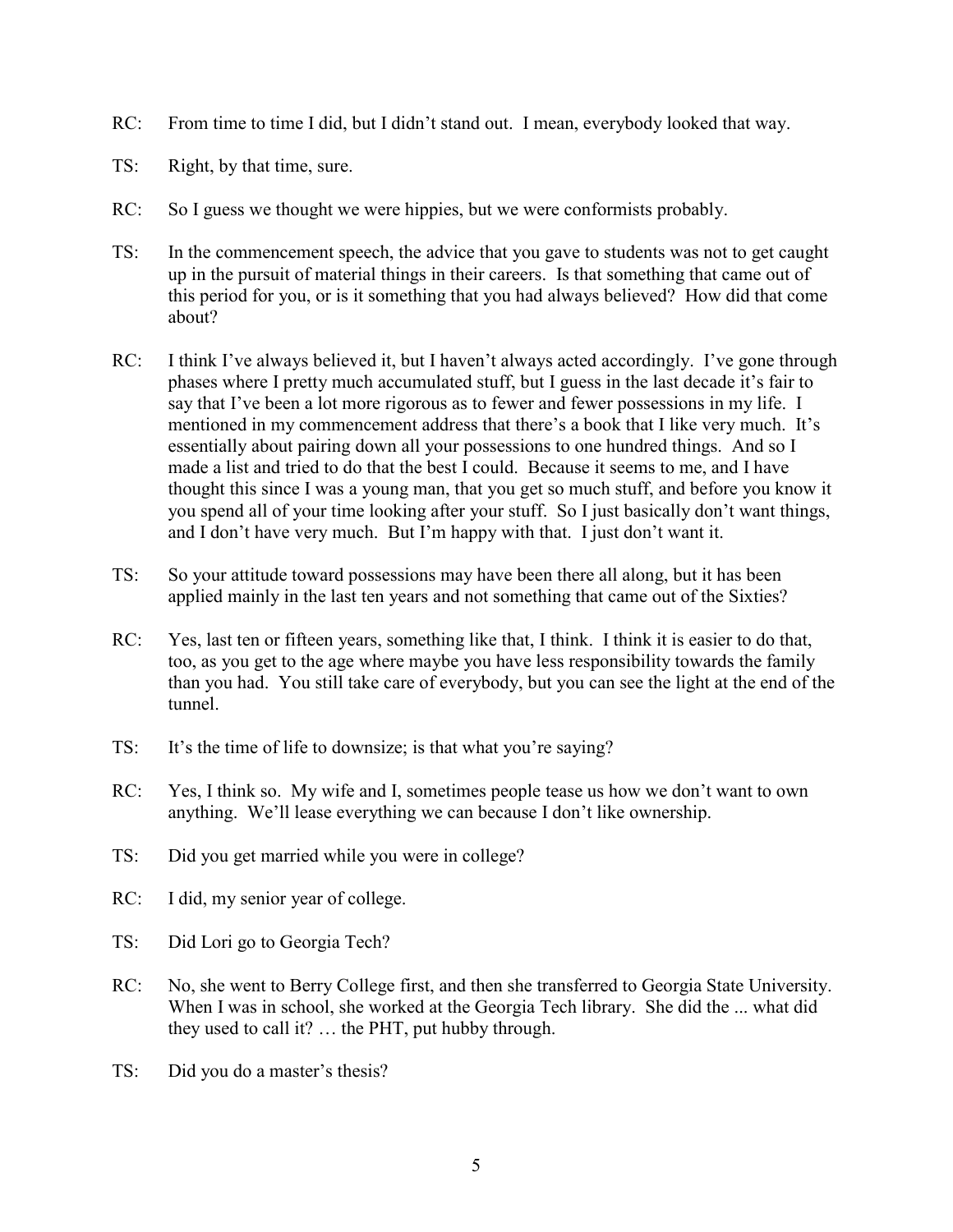RC: From time to time I did, but I didn't stand out. I mean, everybody looked that way.

TS: Right, by that time, sure.

RC: So I guess we thought we were hippies, but we were conformists probably.

TS: In the commencement speech, the advice that you gave to students was not to get caught up in the pursuit of material things in their careers. Is that something that came out of this period for you, or is it something that you had always believed? How did that come about?

RC: I think I've always believed it, but I haven't always acted accordingly. I've gone through phases where I pretty much accumulated stuff, but I guess in the last decade it's fair to say that I've been a lot more rigorous as to fewer and fewer possessions in my life. I mentioned in my commencement address that there's a book that I like very much. It's essentially about pairing down all your possessions to one hundred things. And so I made a list and tried to do that the best I could. Because it seems to me, and I have thought this since I was a young man, that you get so much stuff, and before you know it you spend all of your time looking after your stuff. So I just basically don't want things, and I don't have very much. But I'm happy with that. I just don't want it.

TS: So your attitude toward possessions may have been there all along, but it has been applied mainly in the last ten years and not something that came out of the Sixties?

RC: Yes, last ten or fifteen years, something like that, I think. I think it is easier to do that, too, as you get to the age where maybe you have less responsibility towards the family than you had. You still take care of everybody, but you can see the light at the end of the tunnel.

TS: It's the time of life to downsize; is that what you're saying?

RC: Yes, I think so. My wife and I, sometimes people tease us how we don't want to own anything. We'll lease everything we can because I don't like ownership.

TS: Did you get married while you were in college?

RC: I did, my senior year of college.

TS: Did Lori go to Georgia Tech?

RC: No, she went to Berry College first, and then she transferred to Georgia State University. When I was in school, she worked at the Georgia Tech library. She did the ... what did they used to call it? … the PHT, put hubby through.

TS: Did you do a master's thesis?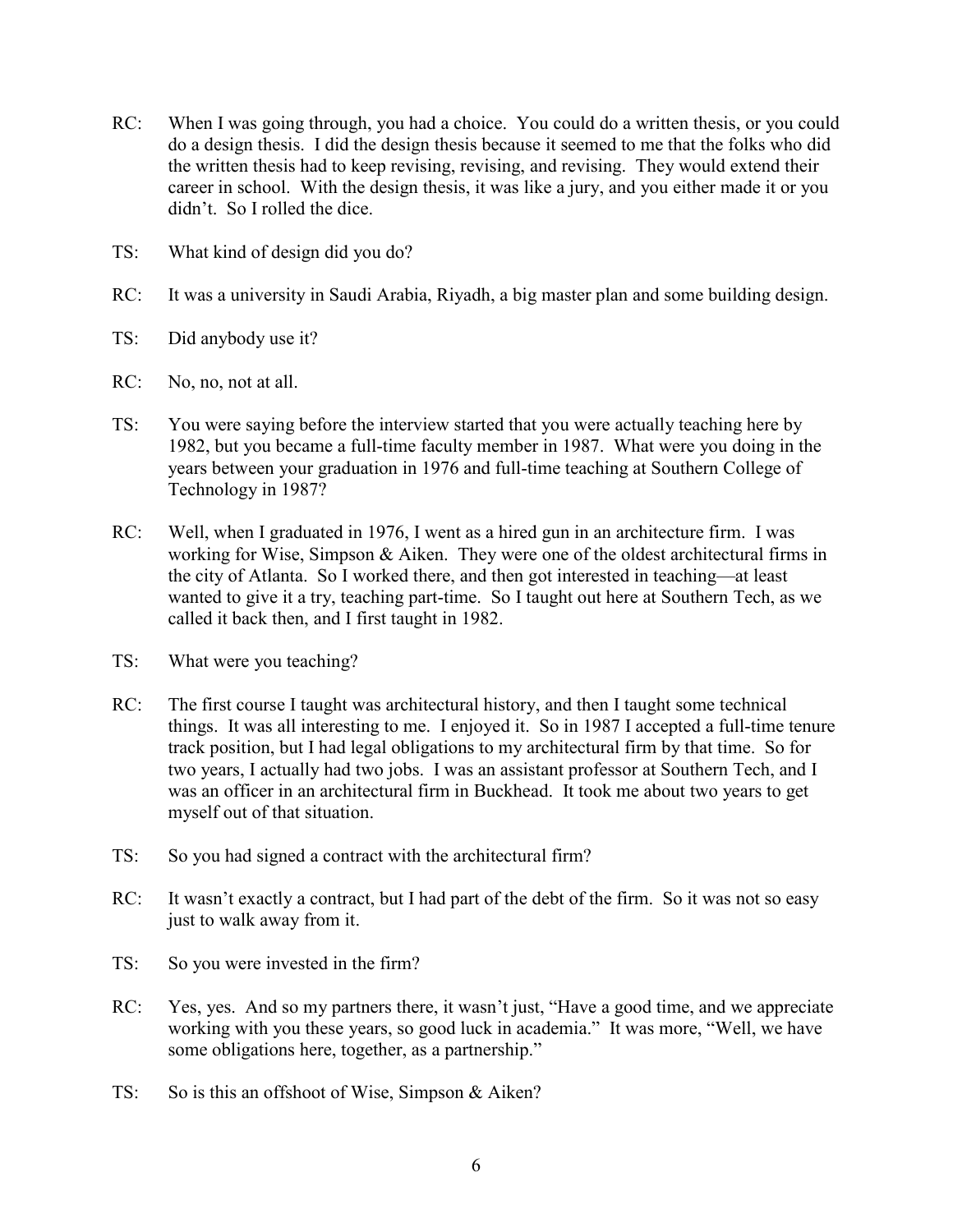RC: When I was going through, you had a choice. You could do a written thesis, or you could do a design thesis. I did the design thesis because it seemed to me that the folks who did the written thesis had to keep revising, revising, and revising. They would extend their career in school. With the design thesis, it was like a jury, and you either made it or you didn't. So I rolled the dice.

TS: What kind of design did you do?

RC: It was a university in Saudi Arabia, Riyadh, a big master plan and some building design.

TS: Did anybody use it?

RC: No, no, not at all.

TS: You were saying before the interview started that you were actually teaching here by 1982, but you became a full-time faculty member in 1987. What were you doing in the years between your graduation in 1976 and full-time teaching at Southern College of Technology in 1987?

RC: Well, when I graduated in 1976, I went as a hired gun in an architecture firm. I was working for Wise, Simpson & Aiken. They were one of the oldest architectural firms in the city of Atlanta. So I worked there, and then got interested in teaching—at least wanted to give it a try, teaching part-time. So I taught out here at Southern Tech, as we called it back then, and I first taught in 1982.

TS: What were you teaching?

RC: The first course I taught was architectural history, and then I taught some technical things. It was all interesting to me. I enjoyed it. So in 1987 I accepted a full-time tenure track position, but I had legal obligations to my architectural firm by that time. So for two years, I actually had two jobs. I was an assistant professor at Southern Tech, and I was an officer in an architectural firm in Buckhead. It took me about two years to get myself out of that situation.

TS: So you had signed a contract with the architectural firm?

RC: It wasn't exactly a contract, but I had part of the debt of the firm. So it was not so easy just to walk away from it.

TS: So you were invested in the firm?

RC: Yes, yes. And so my partners there, it wasn't just, "Have a good time, and we appreciate working with you these years, so good luck in academia." It was more, "Well, we have some obligations here, together, as a partnership."

TS: So is this an offshoot of Wise, Simpson & Aiken?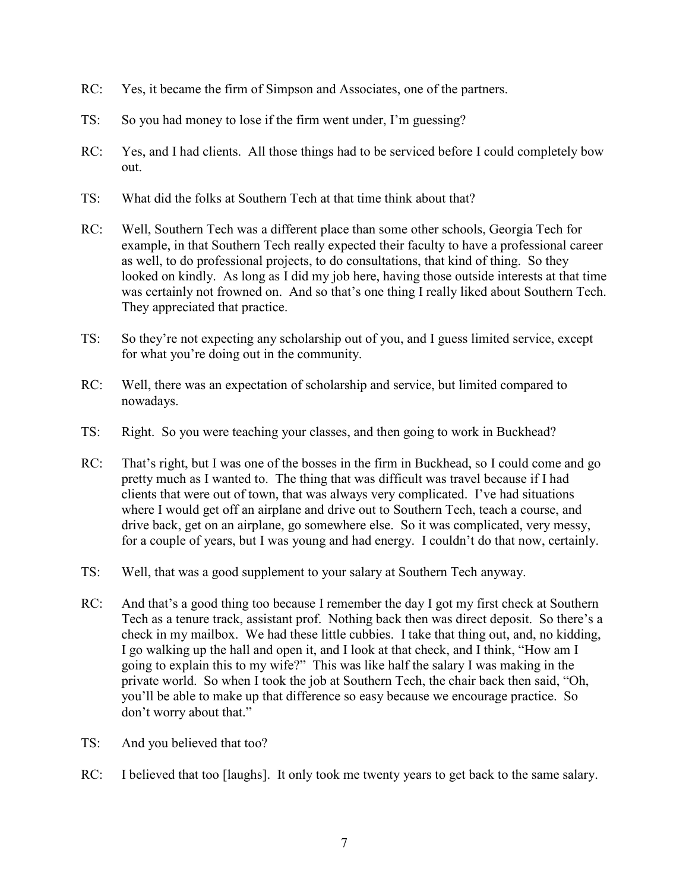RC: Yes, it became the firm of Simpson and Associates, one of the partners.

TS: So you had money to lose if the firm went under, I'm guessing?

RC: Yes, and I had clients. All those things had to be serviced before I could completely bow out.

TS: What did the folks at Southern Tech at that time think about that?

RC: Well, Southern Tech was a different place than some other schools, Georgia Tech for example, in that Southern Tech really expected their faculty to have a professional career as well, to do professional projects, to do consultations, that kind of thing. So they looked on kindly. As long as I did my job here, having those outside interests at that time was certainly not frowned on. And so that's one thing I really liked about Southern Tech. They appreciated that practice.

TS: So they're not expecting any scholarship out of you, and I guess limited service, except for what you're doing out in the community.

RC: Well, there was an expectation of scholarship and service, but limited compared to nowadays.

TS: Right. So you were teaching your classes, and then going to work in Buckhead?

RC: That's right, but I was one of the bosses in the firm in Buckhead, so I could come and go pretty much as I wanted to. The thing that was difficult was travel because if I had clients that were out of town, that was always very complicated. I've had situations where I would get off an airplane and drive out to Southern Tech, teach a course, and drive back, get on an airplane, go somewhere else. So it was complicated, very messy, for a couple of years, but I was young and had energy. I couldn't do that now, certainly.

TS: Well, that was a good supplement to your salary at Southern Tech anyway.

RC: And that's a good thing too because I remember the day I got my first check at Southern Tech as a tenure track, assistant prof. Nothing back then was direct deposit. So there's a check in my mailbox. We had these little cubbies. I take that thing out, and, no kidding, I go walking up the hall and open it, and I look at that check, and I think, "How am I going to explain this to my wife?" This was like half the salary I was making in the private world. So when I took the job at Southern Tech, the chair back then said, "Oh, you'll be able to make up that difference so easy because we encourage practice. So don't worry about that."

TS: And you believed that too?

RC: I believed that too [laughs]. It only took me twenty years to get back to the same salary.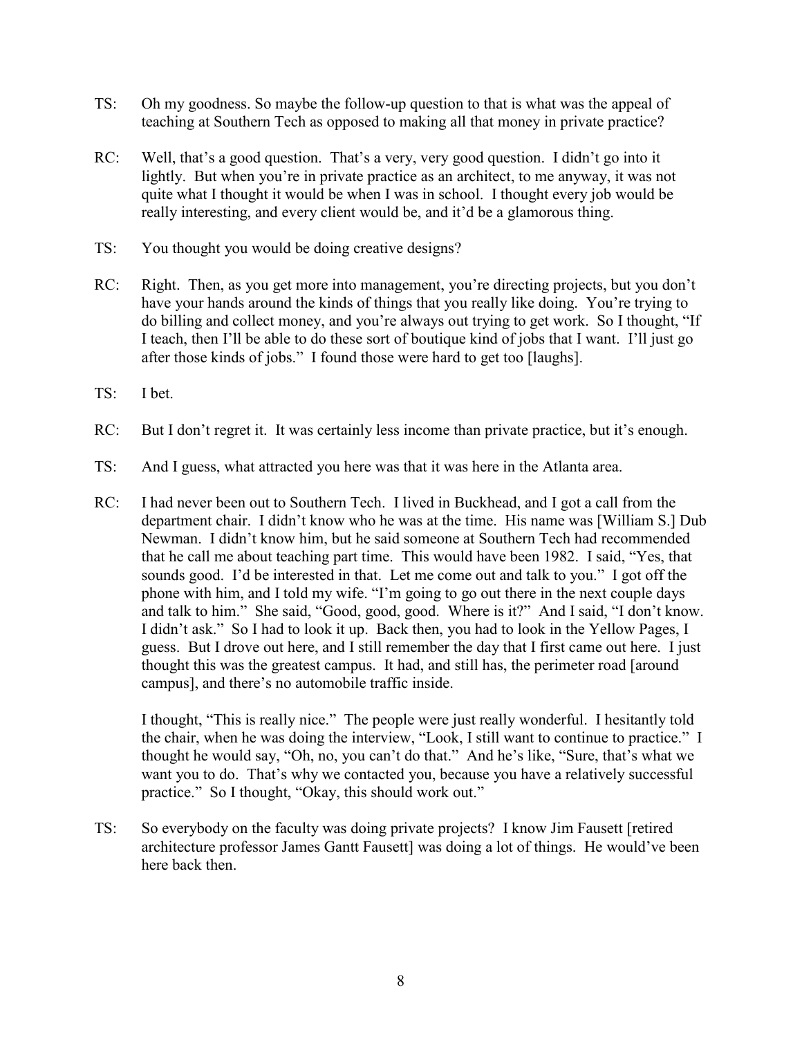TS: Oh my goodness. So maybe the follow-up question to that is what was the appeal of teaching at Southern Tech as opposed to making all that money in private practice?

RC: Well, that's a good question. That's a very, very good question. I didn't go into it lightly. But when you're in private practice as an architect, to me anyway, it was not quite what I thought it would be when I was in school. I thought every job would be really interesting, and every client would be, and it'd be a glamorous thing.

TS: You thought you would be doing creative designs?

RC: Right. Then, as you get more into management, you're directing projects, but you don't have your hands around the kinds of things that you really like doing. You're trying to do billing and collect money, and you're always out trying to get work. So I thought, "If I teach, then I'll be able to do these sort of boutique kind of jobs that I want. I'll just go after those kinds of jobs." I found those were hard to get too [laughs].

TS: I bet.

RC: But I don't regret it. It was certainly less income than private practice, but it's enough.

TS: And I guess, what attracted you here was that it was here in the Atlanta area.

RC: I had never been out to Southern Tech. I lived in Buckhead, and I got a call from the department chair. I didn't know who he was at the time. His name was [William S.] Dub Newman. I didn't know him, but he said someone at Southern Tech had recommended that he call me about teaching part time. This would have been 1982. I said, "Yes, that sounds good. I'd be interested in that. Let me come out and talk to you." I got off the phone with him, and I told my wife. "I'm going to go out there in the next couple days and talk to him." She said, "Good, good, good. Where is it?" And I said, "I don't know. I didn't ask." So I had to look it up. Back then, you had to look in the Yellow Pages, I guess. But I drove out here, and I still remember the day that I first came out here. I just thought this was the greatest campus. It had, and still has, the perimeter road [around campus], and there's no automobile traffic inside.

I thought, "This is really nice." The people were just really wonderful. I hesitantly told the chair, when he was doing the interview, "Look, I still want to continue to practice." I thought he would say, "Oh, no, you can't do that." And he's like, "Sure, that's what we want you to do. That's why we contacted you, because you have a relatively successful practice." So I thought, "Okay, this should work out."

TS: So everybody on the faculty was doing private projects? I know Jim Fausett [retired architecture professor James Gantt Fausett] was doing a lot of things. He would've been here back then.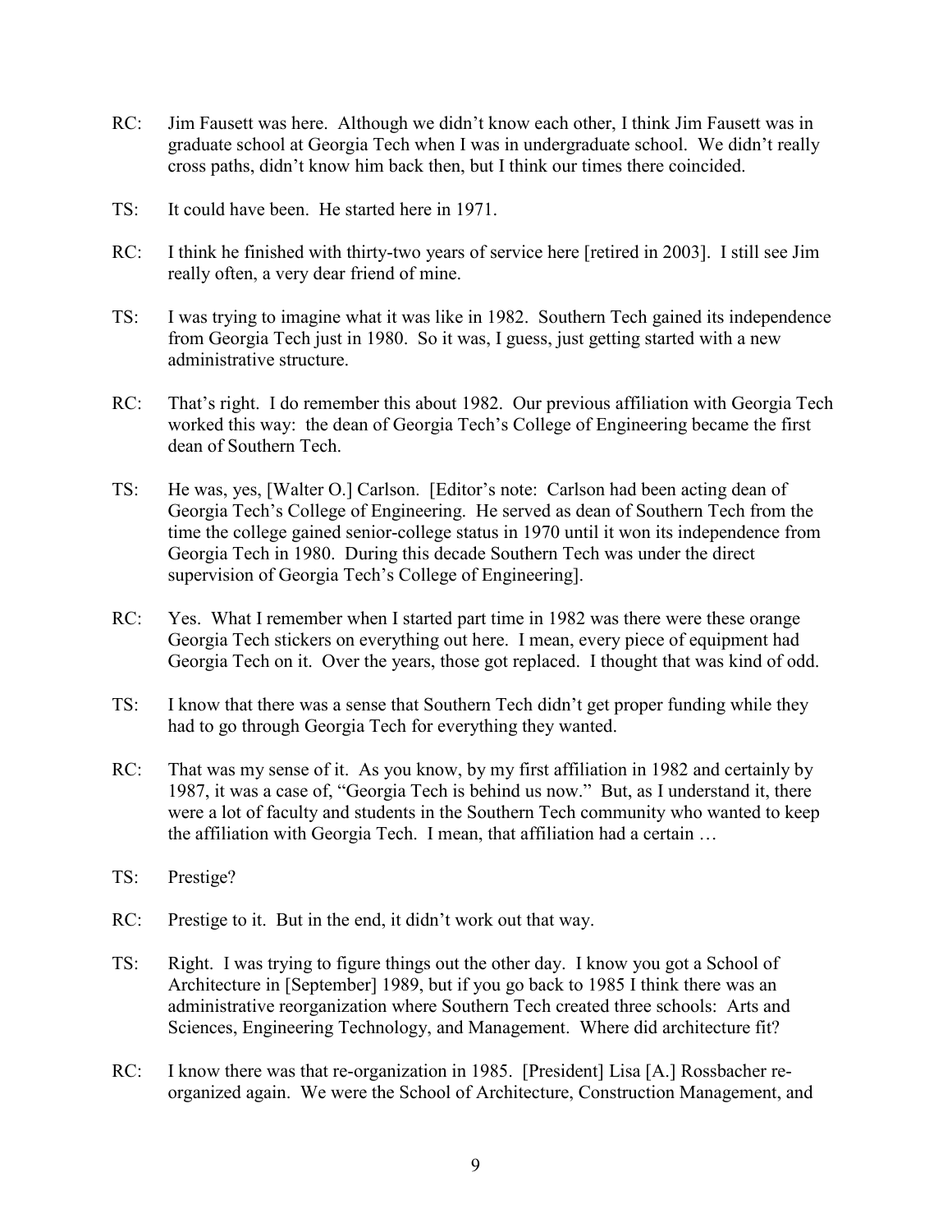RC: Jim Fausett was here. Although we didn't know each other, I think Jim Fausett was in graduate school at Georgia Tech when I was in undergraduate school. We didn't really cross paths, didn't know him back then, but I think our times there coincided.

TS: It could have been. He started here in 1971.

RC: I think he finished with thirty-two years of service here [retired in 2003]. I still see Jim really often, a very dear friend of mine.

TS: I was trying to imagine what it was like in 1982. Southern Tech gained its independence from Georgia Tech just in 1980. So it was, I guess, just getting started with a new administrative structure.

RC: That's right. I do remember this about 1982. Our previous affiliation with Georgia Tech worked this way: the dean of Georgia Tech's College of Engineering became the first dean of Southern Tech.

TS: He was, yes, [Walter O.] Carlson. [Editor's note: Carlson had been acting dean of Georgia Tech's College of Engineering. He served as dean of Southern Tech from the time the college gained senior-college status in 1970 until it won its independence from Georgia Tech in 1980. During this decade Southern Tech was under the direct supervision of Georgia Tech's College of Engineering].

RC: Yes. What I remember when I started part time in 1982 was there were these orange Georgia Tech stickers on everything out here. I mean, every piece of equipment had Georgia Tech on it. Over the years, those got replaced. I thought that was kind of odd.

TS: I know that there was a sense that Southern Tech didn't get proper funding while they had to go through Georgia Tech for everything they wanted.

RC: That was my sense of it. As you know, by my first affiliation in 1982 and certainly by 1987, it was a case of, "Georgia Tech is behind us now." But, as I understand it, there were a lot of faculty and students in the Southern Tech community who wanted to keep the affiliation with Georgia Tech. I mean, that affiliation had a certain …

TS: Prestige?

RC: Prestige to it. But in the end, it didn't work out that way.

TS: Right. I was trying to figure things out the other day. I know you got a School of Architecture in [September] 1989, but if you go back to 1985 I think there was an administrative reorganization where Southern Tech created three schools: Arts and Sciences, Engineering Technology, and Management. Where did architecture fit?

RC: I know there was that re-organization in 1985. [President] Lisa [A.] Rossbacher re-organized again. We were the School of Architecture, Construction Management, and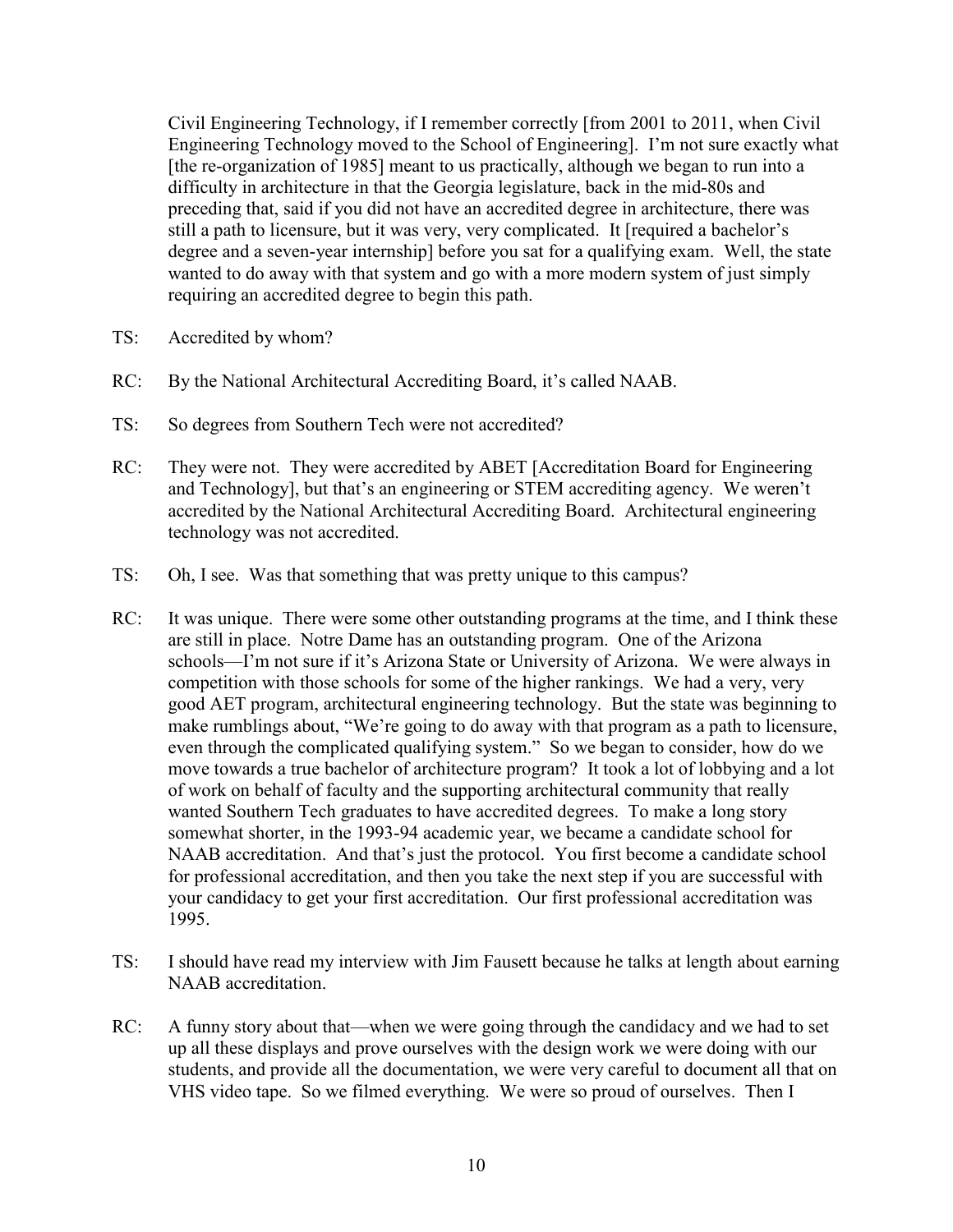Civil Engineering Technology, if I remember correctly [from 2001 to 2011, when Civil Engineering Technology moved to the School of Engineering]. I'm not sure exactly what [the re-organization of 1985] meant to us practically, although we began to run into a difficulty in architecture in that the Georgia legislature, back in the mid-80s and preceding that, said if you did not have an accredited degree in architecture, there was still a path to licensure, but it was very, very complicated. It [required a bachelor's degree and a seven-year internship] before you sat for a qualifying exam. Well, the state wanted to do away with that system and go with a more modern system of just simply requiring an accredited degree to begin this path.

TS: Accredited by whom?

RC: By the National Architectural Accrediting Board, it's called NAAB.

TS: So degrees from Southern Tech were not accredited?

RC: They were not. They were accredited by ABET [Accreditation Board for Engineering and Technology], but that's an engineering or STEM accrediting agency. We weren't accredited by the National Architectural Accrediting Board. Architectural engineering technology was not accredited.

TS: Oh, I see. Was that something that was pretty unique to this campus?

RC: It was unique. There were some other outstanding programs at the time, and I think these are still in place. Notre Dame has an outstanding program. One of the Arizona schools—I'm not sure if it's Arizona State or University of Arizona. We were always in competition with those schools for some of the higher rankings. We had a very, very good AET program, architectural engineering technology. But the state was beginning to make rumblings about, "We're going to do away with that program as a path to licensure, even through the complicated qualifying system." So we began to consider, how do we move towards a true bachelor of architecture program? It took a lot of lobbying and a lot of work on behalf of faculty and the supporting architectural community that really wanted Southern Tech graduates to have accredited degrees. To make a long story somewhat shorter, in the 1993-94 academic year, we became a candidate school for NAAB accreditation. And that's just the protocol. You first become a candidate school for professional accreditation, and then you take the next step if you are successful with your candidacy to get your first accreditation. Our first professional accreditation was 1995.

TS: I should have read my interview with Jim Fausett because he talks at length about earning NAAB accreditation.

RC: A funny story about that—when we were going through the candidacy and we had to set up all these displays and prove ourselves with the design work we were doing with our students, and provide all the documentation, we were very careful to document all that on VHS video tape. So we filmed everything. We were so proud of ourselves. Then I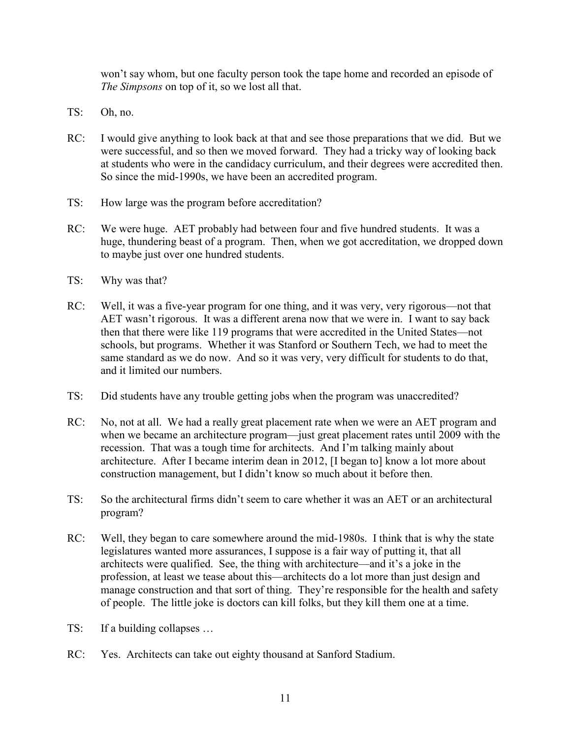won't say whom, but one faculty person took the tape home and recorded an episode of *The Simpsons* on top of it, so we lost all that.

TS: Oh, no.

RC: I would give anything to look back at that and see those preparations that we did. But we were successful, and so then we moved forward. They had a tricky way of looking back at students who were in the candidacy curriculum, and their degrees were accredited then. So since the mid-1990s, we have been an accredited program.

TS: How large was the program before accreditation?

RC: We were huge. AET probably had between four and five hundred students. It was a huge, thundering beast of a program. Then, when we got accreditation, we dropped down to maybe just over one hundred students.

TS: Why was that?

RC: Well, it was a five-year program for one thing, and it was very, very rigorous—not that AET wasn't rigorous. It was a different arena now that we were in. I want to say back then that there were like 119 programs that were accredited in the United States—not schools, but programs. Whether it was Stanford or Southern Tech, we had to meet the same standard as we do now. And so it was very, very difficult for students to do that, and it limited our numbers.

TS: Did students have any trouble getting jobs when the program was unaccredited?

RC: No, not at all. We had a really great placement rate when we were an AET program and when we became an architecture program—just great placement rates until 2009 with the recession. That was a tough time for architects. And I'm talking mainly about architecture. After I became interim dean in 2012, [I began to] know a lot more about construction management, but I didn't know so much about it before then.

TS: So the architectural firms didn't seem to care whether it was an AET or an architectural program?

RC: Well, they began to care somewhere around the mid-1980s. I think that is why the state legislatures wanted more assurances, I suppose is a fair way of putting it, that all architects were qualified. See, the thing with architecture—and it's a joke in the profession, at least we tease about this—architects do a lot more than just design and manage construction and that sort of thing. They're responsible for the health and safety of people. The little joke is doctors can kill folks, but they kill them one at a time.

TS: If a building collapses …

RC: Yes. Architects can take out eighty thousand at Sanford Stadium.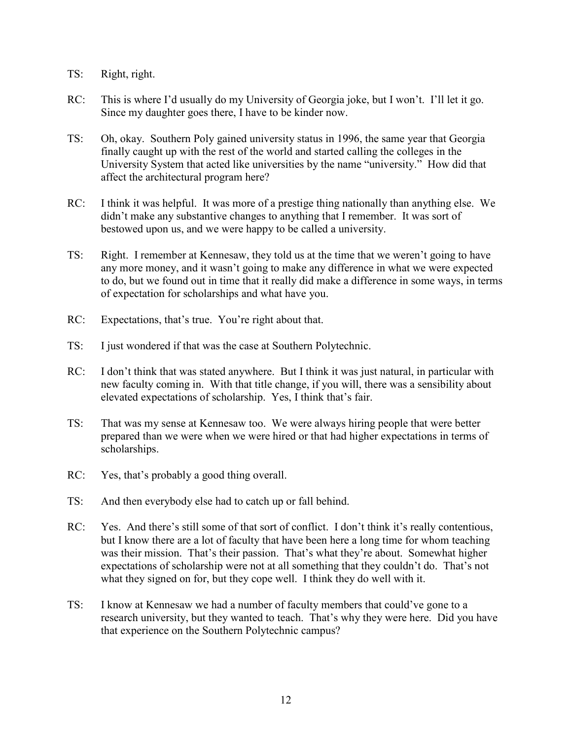TS: Right, right.

RC: This is where I'd usually do my University of Georgia joke, but I won't. I'll let it go. Since my daughter goes there, I have to be kinder now.

TS: Oh, okay. Southern Poly gained university status in 1996, the same year that Georgia finally caught up with the rest of the world and started calling the colleges in the University System that acted like universities by the name "university." How did that affect the architectural program here?

RC: I think it was helpful. It was more of a prestige thing nationally than anything else. We didn't make any substantive changes to anything that I remember. It was sort of bestowed upon us, and we were happy to be called a university.

TS: Right. I remember at Kennesaw, they told us at the time that we weren't going to have any more money, and it wasn't going to make any difference in what we were expected to do, but we found out in time that it really did make a difference in some ways, in terms of expectation for scholarships and what have you.

RC: Expectations, that's true. You're right about that.

TS: I just wondered if that was the case at Southern Polytechnic.

RC: I don't think that was stated anywhere. But I think it was just natural, in particular with new faculty coming in. With that title change, if you will, there was a sensibility about elevated expectations of scholarship. Yes, I think that's fair.

TS: That was my sense at Kennesaw too. We were always hiring people that were better prepared than we were when we were hired or that had higher expectations in terms of scholarships.

RC: Yes, that's probably a good thing overall.

TS: And then everybody else had to catch up or fall behind.

RC: Yes. And there's still some of that sort of conflict. I don't think it's really contentious, but I know there are a lot of faculty that have been here a long time for whom teaching was their mission. That's their passion. That's what they're about. Somewhat higher expectations of scholarship were not at all something that they couldn't do. That's not what they signed on for, but they cope well. I think they do well with it.

TS: I know at Kennesaw we had a number of faculty members that could've gone to a research university, but they wanted to teach. That's why they were here. Did you have that experience on the Southern Polytechnic campus?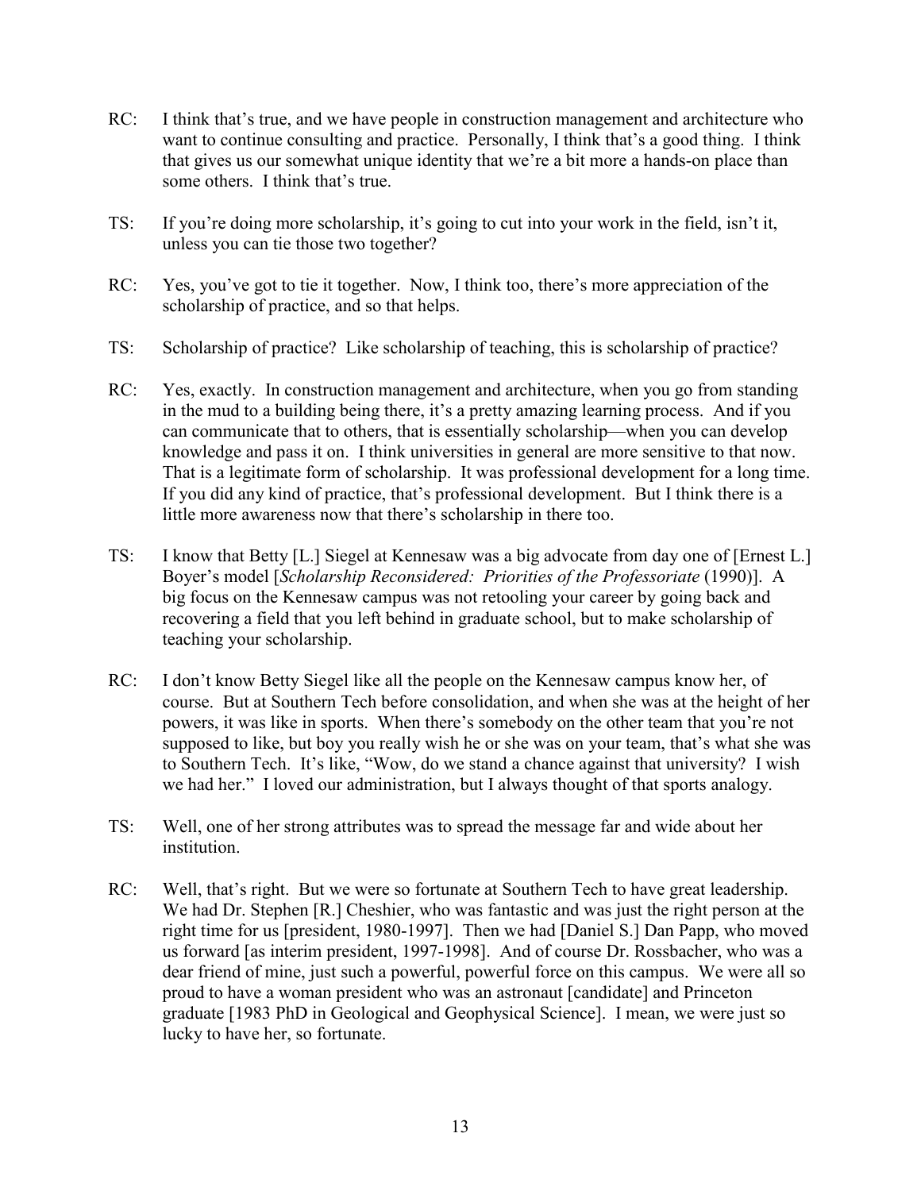RC: I think that's true, and we have people in construction management and architecture who want to continue consulting and practice. Personally, I think that's a good thing. I think that gives us our somewhat unique identity that we're a bit more a hands-on place than some others. I think that's true.

TS: If you're doing more scholarship, it's going to cut into your work in the field, isn't it, unless you can tie those two together?

RC: Yes, you've got to tie it together. Now, I think too, there's more appreciation of the scholarship of practice, and so that helps.

TS: Scholarship of practice? Like scholarship of teaching, this is scholarship of practice?

RC: Yes, exactly. In construction management and architecture, when you go from standing in the mud to a building being there, it's a pretty amazing learning process. And if you can communicate that to others, that is essentially scholarship—when you can develop knowledge and pass it on. I think universities in general are more sensitive to that now. That is a legitimate form of scholarship. It was professional development for a long time. If you did any kind of practice, that's professional development. But I think there is a little more awareness now that there's scholarship in there too.

TS: I know that Betty [L.] Siegel at Kennesaw was a big advocate from day one of [Ernest L.] Boyer's model [*Scholarship Reconsidered: Priorities of the Professoriate* (1990)]. A big focus on the Kennesaw campus was not retooling your career by going back and recovering a field that you left behind in graduate school, but to make scholarship of teaching your scholarship.

RC: I don't know Betty Siegel like all the people on the Kennesaw campus know her, of course. But at Southern Tech before consolidation, and when she was at the height of her powers, it was like in sports. When there's somebody on the other team that you're not supposed to like, but boy you really wish he or she was on your team, that's what she was to Southern Tech. It's like, "Wow, do we stand a chance against that university? I wish we had her." I loved our administration, but I always thought of that sports analogy.

TS: Well, one of her strong attributes was to spread the message far and wide about her institution.

RC: Well, that's right. But we were so fortunate at Southern Tech to have great leadership. We had Dr. Stephen [R.] Cheshier, who was fantastic and was just the right person at the right time for us [president, 1980-1997]. Then we had [Daniel S.] Dan Papp, who moved us forward [as interim president, 1997-1998]. And of course Dr. Rossbacher, who was a dear friend of mine, just such a powerful, powerful force on this campus. We were all so proud to have a woman president who was an astronaut [candidate] and Princeton graduate [1983 PhD in Geological and Geophysical Science]. I mean, we were just so lucky to have her, so fortunate.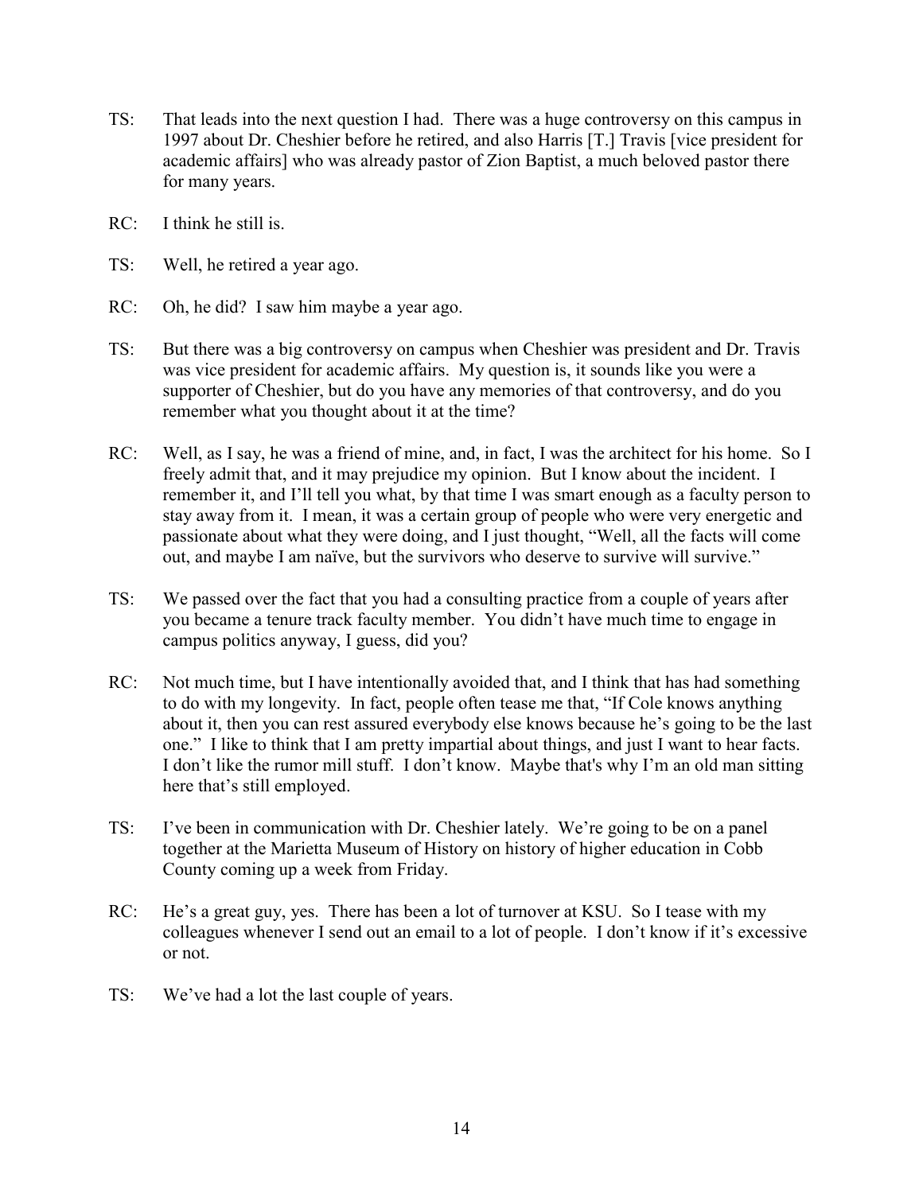TS: That leads into the next question I had. There was a huge controversy on this campus in 1997 about Dr. Cheshier before he retired, and also Harris [T.] Travis [vice president for academic affairs] who was already pastor of Zion Baptist, a much beloved pastor there for many years.

RC: I think he still is.

TS: Well, he retired a year ago.

RC: Oh, he did? I saw him maybe a year ago.

TS: But there was a big controversy on campus when Cheshier was president and Dr. Travis was vice president for academic affairs. My question is, it sounds like you were a supporter of Cheshier, but do you have any memories of that controversy, and do you remember what you thought about it at the time?

RC: Well, as I say, he was a friend of mine, and, in fact, I was the architect for his home. So I freely admit that, and it may prejudice my opinion. But I know about the incident. I remember it, and I'll tell you what, by that time I was smart enough as a faculty person to stay away from it. I mean, it was a certain group of people who were very energetic and passionate about what they were doing, and I just thought, "Well, all the facts will come out, and maybe I am naïve, but the survivors who deserve to survive will survive."

TS: We passed over the fact that you had a consulting practice from a couple of years after you became a tenure track faculty member. You didn't have much time to engage in campus politics anyway, I guess, did you?

RC: Not much time, but I have intentionally avoided that, and I think that has had something to do with my longevity. In fact, people often tease me that, "If Cole knows anything about it, then you can rest assured everybody else knows because he's going to be the last one." I like to think that I am pretty impartial about things, and just I want to hear facts. I don't like the rumor mill stuff. I don't know. Maybe that's why I'm an old man sitting here that's still employed.

TS: I've been in communication with Dr. Cheshier lately. We're going to be on a panel together at the Marietta Museum of History on history of higher education in Cobb County coming up a week from Friday.

RC: He's a great guy, yes. There has been a lot of turnover at KSU. So I tease with my colleagues whenever I send out an email to a lot of people. I don't know if it's excessive or not.

TS: We've had a lot the last couple of years.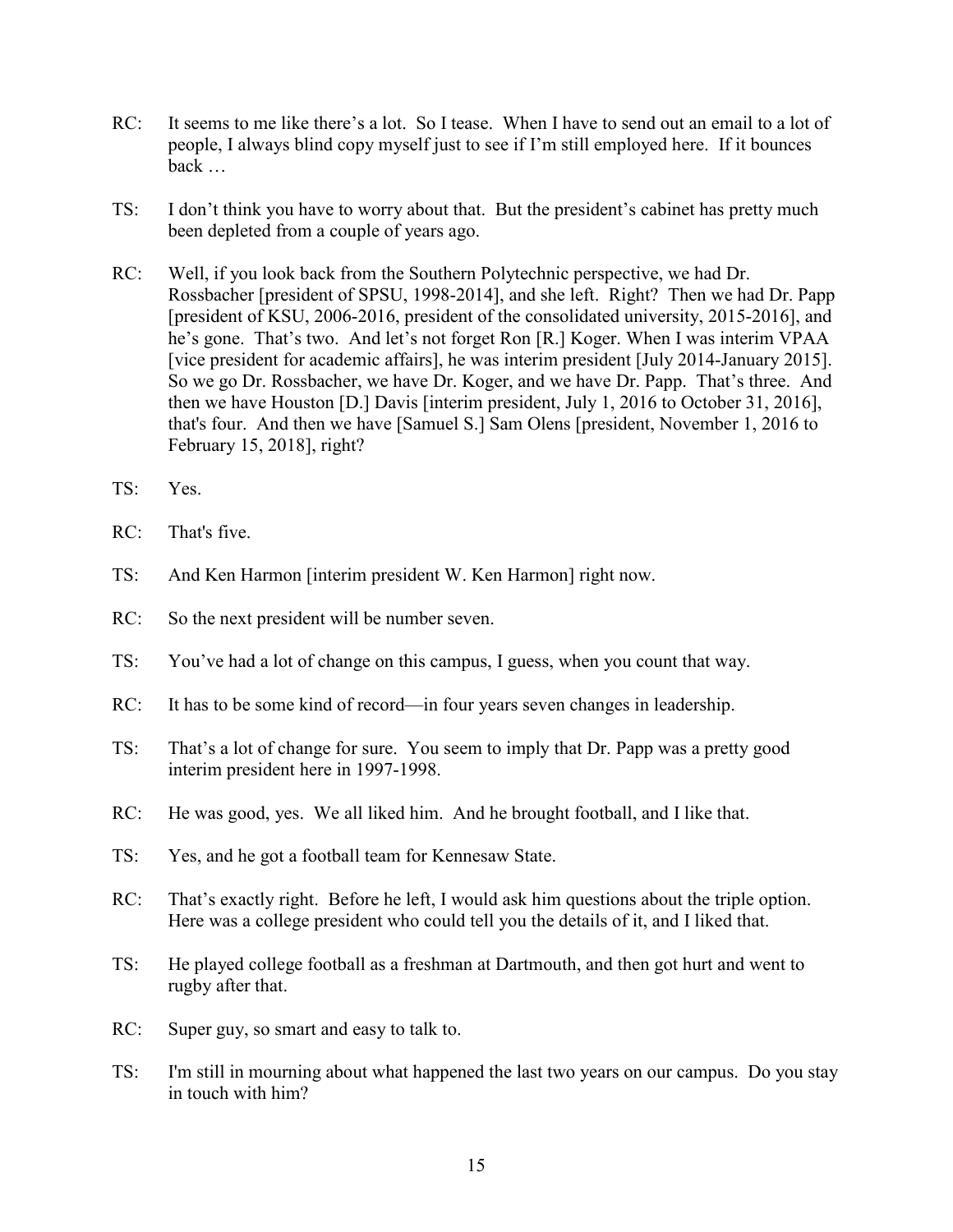RC: It seems to me like there's a lot. So I tease. When I have to send out an email to a lot of people, I always blind copy myself just to see if I'm still employed here. If it bounces back …

TS: I don't think you have to worry about that. But the president's cabinet has pretty much been depleted from a couple of years ago.

RC: Well, if you look back from the Southern Polytechnic perspective, we had Dr. Rossbacher [president of SPSU, 1998-2014], and she left. Right? Then we had Dr. Papp [president of KSU, 2006-2016, president of the consolidated university, 2015-2016], and he's gone. That's two. And let's not forget Ron [R.] Koger. When I was interim VPAA [vice president for academic affairs], he was interim president [July 2014-January 2015]. So we go Dr. Rossbacher, we have Dr. Koger, and we have Dr. Papp. That's three. And then we have Houston [D.] Davis [interim president, July 1, 2016 to October 31, 2016], that's four. And then we have [Samuel S.] Sam Olens [president, November 1, 2016 to February 15, 2018], right?

TS: Yes.

RC: That's five.

TS: And Ken Harmon [interim president W. Ken Harmon] right now.

RC: So the next president will be number seven.

TS: You've had a lot of change on this campus, I guess, when you count that way.

RC: It has to be some kind of record—in four years seven changes in leadership.

TS: That's a lot of change for sure. You seem to imply that Dr. Papp was a pretty good interim president here in 1997-1998.

RC: He was good, yes. We all liked him. And he brought football, and I like that.

TS: Yes, and he got a football team for Kennesaw State.

RC: That's exactly right. Before he left, I would ask him questions about the triple option. Here was a college president who could tell you the details of it, and I liked that.

TS: He played college football as a freshman at Dartmouth, and then got hurt and went to rugby after that.

RC: Super guy, so smart and easy to talk to.

TS: I'm still in mourning about what happened the last two years on our campus. Do you stay in touch with him?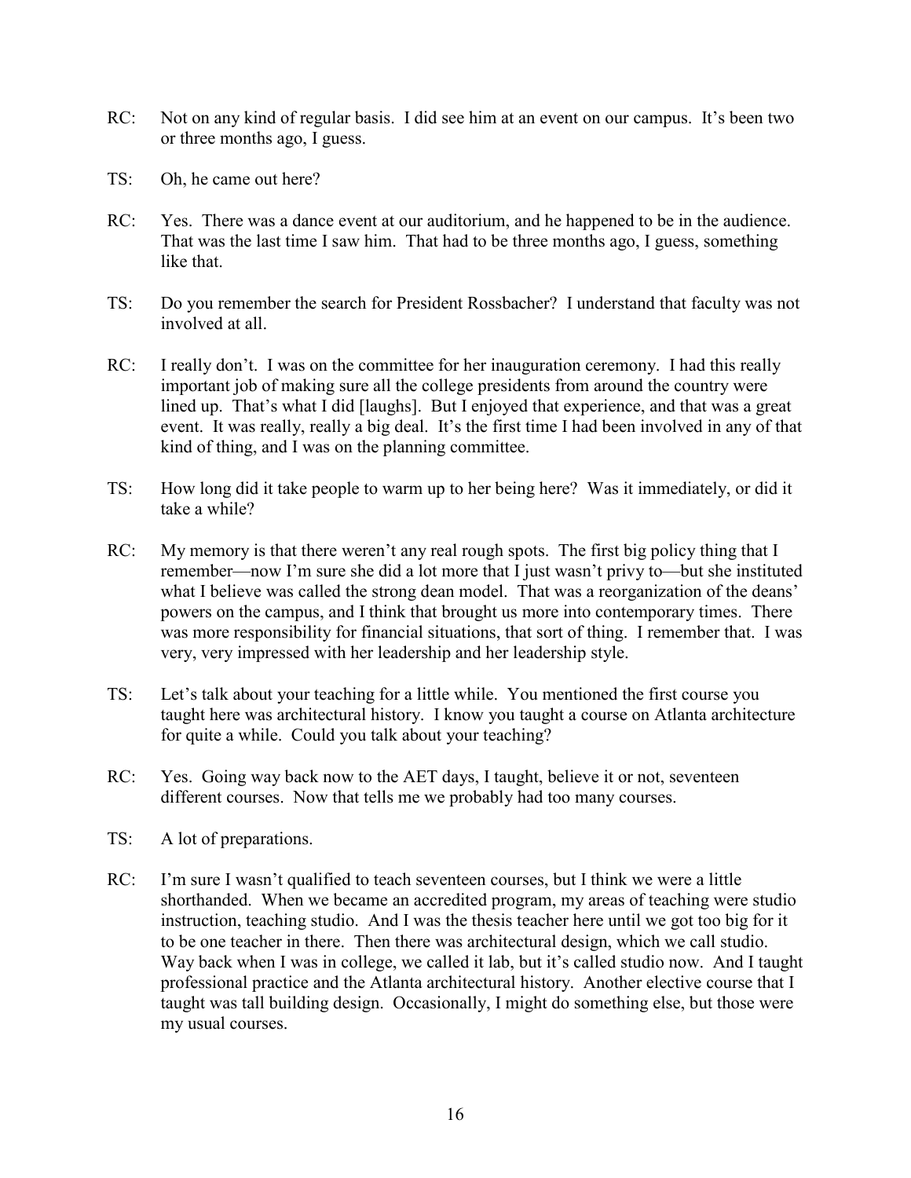RC: Not on any kind of regular basis. I did see him at an event on our campus. It's been two or three months ago, I guess.

TS: Oh, he came out here?

RC: Yes. There was a dance event at our auditorium, and he happened to be in the audience. That was the last time I saw him. That had to be three months ago, I guess, something like that.

TS: Do you remember the search for President Rossbacher? I understand that faculty was not involved at all.

RC: I really don't. I was on the committee for her inauguration ceremony. I had this really important job of making sure all the college presidents from around the country were lined up. That's what I did [laughs]. But I enjoyed that experience, and that was a great event. It was really, really a big deal. It's the first time I had been involved in any of that kind of thing, and I was on the planning committee.

TS: How long did it take people to warm up to her being here? Was it immediately, or did it take a while?

RC: My memory is that there weren't any real rough spots. The first big policy thing that I remember—now I'm sure she did a lot more that I just wasn't privy to—but she instituted what I believe was called the strong dean model. That was a reorganization of the deans' powers on the campus, and I think that brought us more into contemporary times. There was more responsibility for financial situations, that sort of thing. I remember that. I was very, very impressed with her leadership and her leadership style.

TS: Let's talk about your teaching for a little while. You mentioned the first course you taught here was architectural history. I know you taught a course on Atlanta architecture for quite a while. Could you talk about your teaching?

RC: Yes. Going way back now to the AET days, I taught, believe it or not, seventeen different courses. Now that tells me we probably had too many courses.

TS: A lot of preparations.

RC: I'm sure I wasn't qualified to teach seventeen courses, but I think we were a little shorthanded. When we became an accredited program, my areas of teaching were studio instruction, teaching studio. And I was the thesis teacher here until we got too big for it to be one teacher in there. Then there was architectural design, which we call studio. Way back when I was in college, we called it lab, but it's called studio now. And I taught professional practice and the Atlanta architectural history. Another elective course that I taught was tall building design. Occasionally, I might do something else, but those were my usual courses.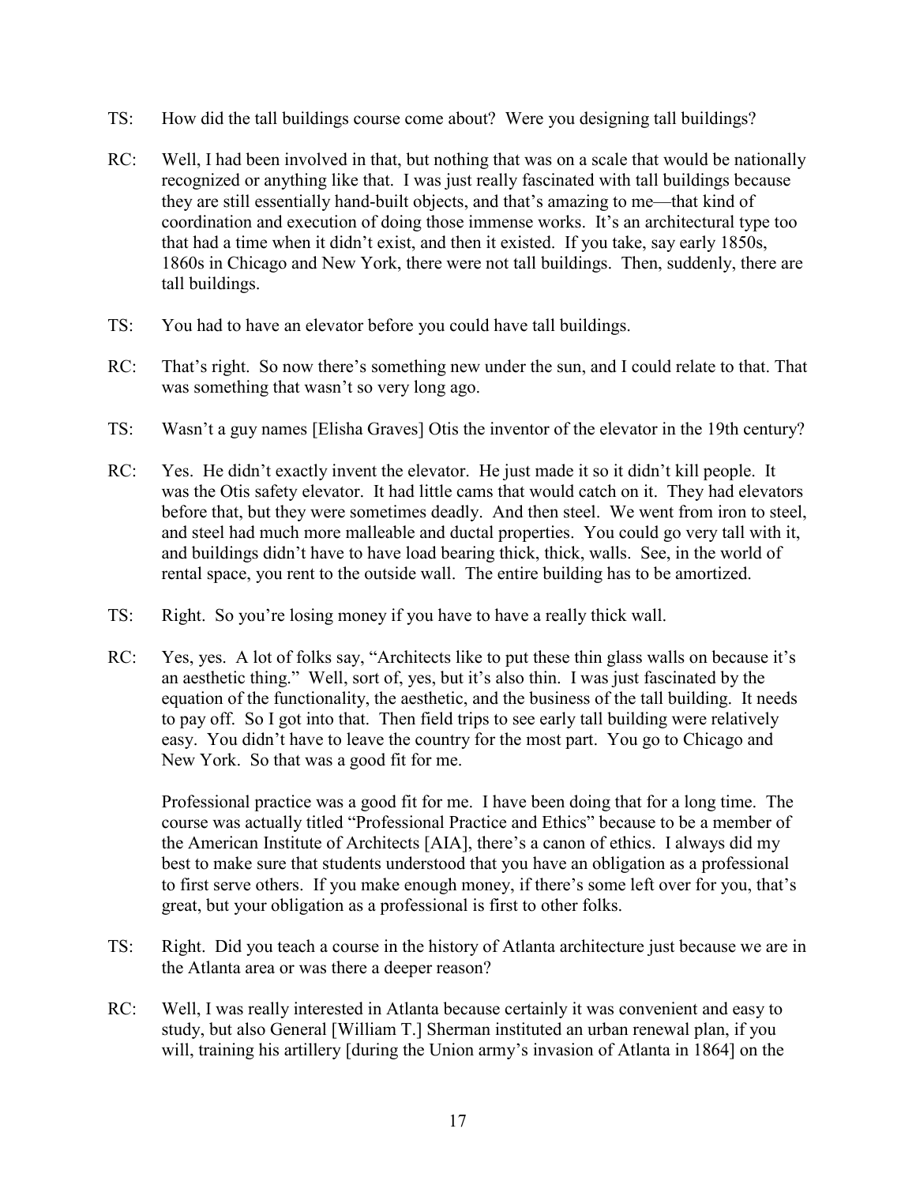TS: How did the tall buildings course come about? Were you designing tall buildings?

RC: Well, I had been involved in that, but nothing that was on a scale that would be nationally recognized or anything like that. I was just really fascinated with tall buildings because they are still essentially hand-built objects, and that's amazing to me—that kind of coordination and execution of doing those immense works. It's an architectural type too that had a time when it didn't exist, and then it existed. If you take, say early 1850s, 1860s in Chicago and New York, there were not tall buildings. Then, suddenly, there are tall buildings.

TS: You had to have an elevator before you could have tall buildings.

RC: That's right. So now there's something new under the sun, and I could relate to that. That was something that wasn't so very long ago.

TS: Wasn't a guy names [Elisha Graves] Otis the inventor of the elevator in the 19th century?

RC: Yes. He didn't exactly invent the elevator. He just made it so it didn't kill people. It was the Otis safety elevator. It had little cams that would catch on it. They had elevators before that, but they were sometimes deadly. And then steel. We went from iron to steel, and steel had much more malleable and ductal properties. You could go very tall with it, and buildings didn't have to have load bearing thick, thick, walls. See, in the world of rental space, you rent to the outside wall. The entire building has to be amortized.

TS: Right. So you're losing money if you have to have a really thick wall.

RC: Yes, yes. A lot of folks say, "Architects like to put these thin glass walls on because it's an aesthetic thing." Well, sort of, yes, but it's also thin. I was just fascinated by the equation of the functionality, the aesthetic, and the business of the tall building. It needs to pay off. So I got into that. Then field trips to see early tall building were relatively easy. You didn't have to leave the country for the most part. You go to Chicago and New York. So that was a good fit for me.

Professional practice was a good fit for me. I have been doing that for a long time. The course was actually titled "Professional Practice and Ethics" because to be a member of the American Institute of Architects [AIA], there's a canon of ethics. I always did my best to make sure that students understood that you have an obligation as a professional to first serve others. If you make enough money, if there's some left over for you, that's great, but your obligation as a professional is first to other folks.

TS: Right. Did you teach a course in the history of Atlanta architecture just because we are in the Atlanta area or was there a deeper reason?

RC: Well, I was really interested in Atlanta because certainly it was convenient and easy to study, but also General [William T.] Sherman instituted an urban renewal plan, if you will, training his artillery [during the Union army's invasion of Atlanta in 1864] on the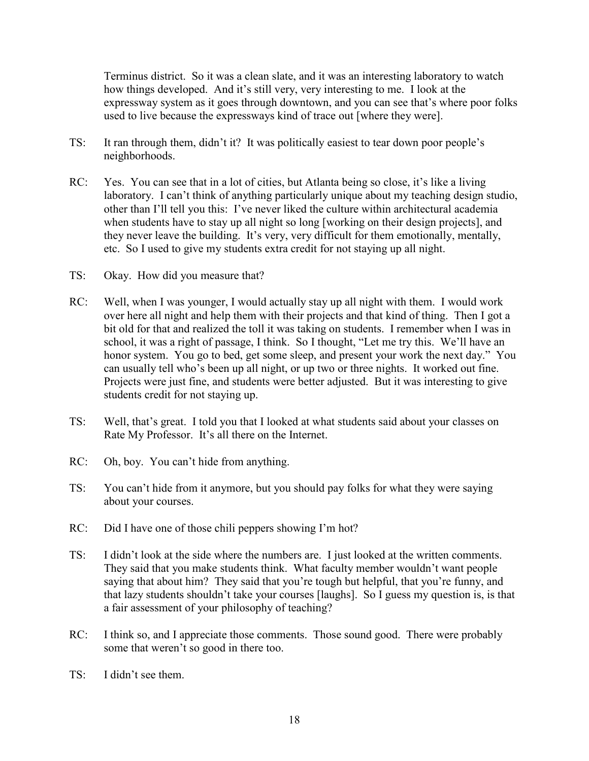Terminus district. So it was a clean slate, and it was an interesting laboratory to watch how things developed. And it's still very, very interesting to me. I look at the expressway system as it goes through downtown, and you can see that's where poor folks used to live because the expressways kind of trace out [where they were].

TS: It ran through them, didn't it? It was politically easiest to tear down poor people's neighborhoods.

RC: Yes. You can see that in a lot of cities, but Atlanta being so close, it's like a living laboratory. I can't think of anything particularly unique about my teaching design studio, other than I'll tell you this: I've never liked the culture within architectural academia when students have to stay up all night so long [working on their design projects], and they never leave the building. It's very, very difficult for them emotionally, mentally, etc. So I used to give my students extra credit for not staying up all night.

TS: Okay. How did you measure that?

RC: Well, when I was younger, I would actually stay up all night with them. I would work over here all night and help them with their projects and that kind of thing. Then I got a bit old for that and realized the toll it was taking on students. I remember when I was in school, it was a right of passage, I think. So I thought, "Let me try this. We'll have an honor system. You go to bed, get some sleep, and present your work the next day." You can usually tell who's been up all night, or up two or three nights. It worked out fine. Projects were just fine, and students were better adjusted. But it was interesting to give students credit for not staying up.

TS: Well, that's great. I told you that I looked at what students said about your classes on Rate My Professor. It's all there on the Internet.

RC: Oh, boy. You can't hide from anything.

TS: You can't hide from it anymore, but you should pay folks for what they were saying about your courses.

RC: Did I have one of those chili peppers showing I'm hot?

TS: I didn't look at the side where the numbers are. I just looked at the written comments. They said that you make students think. What faculty member wouldn't want people saying that about him? They said that you're tough but helpful, that you're funny, and that lazy students shouldn't take your courses [laughs]. So I guess my question is, is that a fair assessment of your philosophy of teaching?

RC: I think so, and I appreciate those comments. Those sound good. There were probably some that weren't so good in there too.

TS: I didn't see them.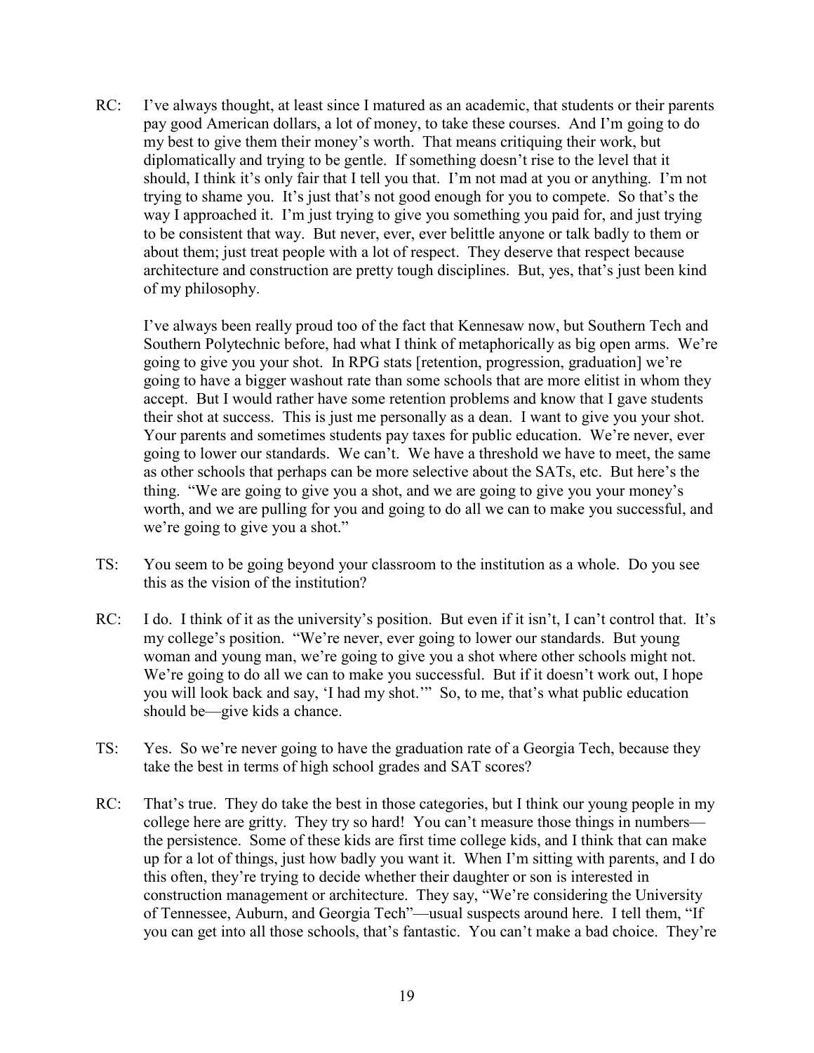RC: I've always thought, at least since I matured as an academic, that students or their parents pay good American dollars, a lot of money, to take these courses. And I'm going to do my best to give them their money's worth. That means critiquing their work, but diplomatically and trying to be gentle. If something doesn't rise to the level that it should, I think it's only fair that I tell you that. I'm not mad at you or anything. I'm not trying to shame you. It's just that's not good enough for you to compete. So that's the way I approached it. I'm just trying to give you something you paid for, and just trying to be consistent that way. But never, ever, ever belittle anyone or talk badly to them or about them; just treat people with a lot of respect. They deserve that respect because architecture and construction are pretty tough disciplines. But, yes, that's just been kind of my philosophy.

I've always been really proud too of the fact that Kennesaw now, but Southern Tech and Southern Polytechnic before, had what I think of metaphorically as big open arms. We're going to give you your shot. In RPG stats [retention, progression, graduation] we're going to have a bigger washout rate than some schools that are more elitist in whom they accept. But I would rather have some retention problems and know that I gave students their shot at success. This is just me personally as a dean. I want to give you your shot. Your parents and sometimes students pay taxes for public education. We're never, ever going to lower our standards. We can't. We have a threshold we have to meet, the same as other schools that perhaps can be more selective about the SATs, etc. But here's the thing. "We are going to give you a shot, and we are going to give you your money's worth, and we are pulling for you and going to do all we can to make you successful, and we're going to give you a shot."

TS: You seem to be going beyond your classroom to the institution as a whole. Do you see this as the vision of the institution?

RC: I do. I think of it as the university's position. But even if it isn't, I can't control that. It's my college's position. "We're never, ever going to lower our standards. But young woman and young man, we're going to give you a shot where other schools might not. We're going to do all we can to make you successful. But if it doesn't work out, I hope you will look back and say, 'I had my shot.'" So, to me, that's what public education should be—give kids a chance.

TS: Yes. So we're never going to have the graduation rate of a Georgia Tech, because they take the best in terms of high school grades and SAT scores?

RC: That's true. They do take the best in those categories, but I think our young people in my college here are gritty. They try so hard! You can't measure those things in numbers—the persistence. Some of these kids are first time college kids, and I think that can make up for a lot of things, just how badly you want it. When I'm sitting with parents, and I do this often, they're trying to decide whether their daughter or son is interested in construction management or architecture. They say, "We're considering the University of Tennessee, Auburn, and Georgia Tech"—usual suspects around here. I tell them, "If you can get into all those schools, that's fantastic. You can't make a bad choice. They're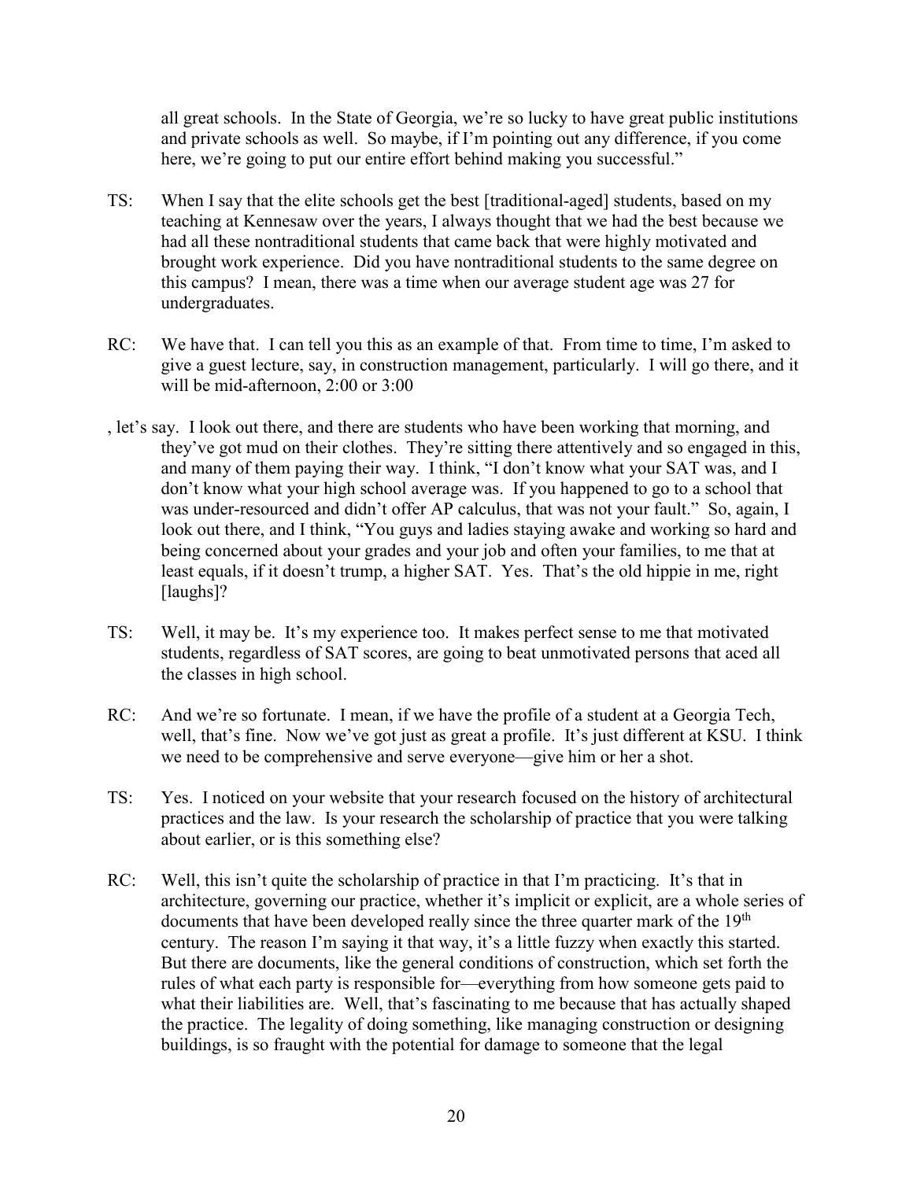all great schools. In the State of Georgia, we're so lucky to have great public institutions and private schools as well. So maybe, if I'm pointing out any difference, if you come here, we're going to put our entire effort behind making you successful."

TS: When I say that the elite schools get the best [traditional-aged] students, based on my teaching at Kennesaw over the years, I always thought that we had the best because we had all these nontraditional students that came back that were highly motivated and brought work experience. Did you have nontraditional students to the same degree on this campus? I mean, there was a time when our average student age was 27 for undergraduates.

RC: We have that. I can tell you this as an example of that. From time to time, I'm asked to give a guest lecture, say, in construction management, particularly. I will go there, and it will be mid-afternoon, 2:00 or 3:00, let's say. I look out there, and there are students who have been working that morning, and they've got mud on their clothes. They're sitting there attentively and so engaged in this, and many of them paying their way. I think, "I don't know what your SAT was, and I don't know what your high school average was. If you happened to go to a school that was under-resourced and didn't offer AP calculus, that was not your fault." So, again, I look out there, and I think, "You guys and ladies staying awake and working so hard and being concerned about your grades and your job and often your families, to me that at least equals, if it doesn't trump, a higher SAT. Yes. That's the old hippie in me, right [laughs]?

TS: Well, it may be. It's my experience too. It makes perfect sense to me that motivated students, regardless of SAT scores, are going to beat unmotivated persons that aced all the classes in high school.

RC: And we're so fortunate. I mean, if we have the profile of a student at a Georgia Tech, well, that's fine. Now we've got just as great a profile. It's just different at KSU. I think we need to be comprehensive and serve everyone—give him or her a shot.

TS: Yes. I noticed on your website that your research focused on the history of architectural practices and the law. Is your research the scholarship of practice that you were talking about earlier, or is this something else?

RC: Well, this isn't quite the scholarship of practice in that I'm practicing. It's that in architecture, governing our practice, whether it's implicit or explicit, are a whole series of documents that have been developed really since the three quarter mark of the 19th century. The reason I'm saying it that way, it's a little fuzzy when exactly this started. But there are documents, like the general conditions of construction, which set forth the rules of what each party is responsible for—everything from how someone gets paid to what their liabilities are. Well, that's fascinating to me because that has actually shaped the practice. The legality of doing something, like managing construction or designing buildings, is so fraught with the potential for damage to someone that the legal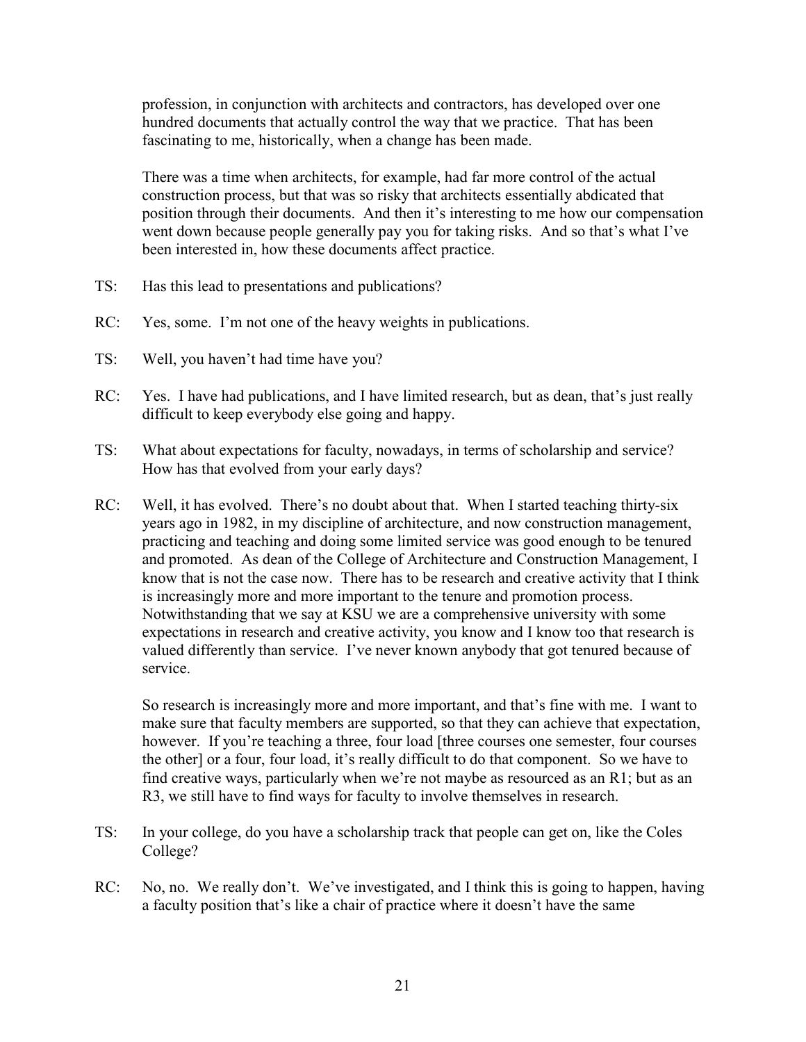profession, in conjunction with architects and contractors, has developed over one hundred documents that actually control the way that we practice. That has been fascinating to me, historically, when a change has been made.

There was a time when architects, for example, had far more control of the actual construction process, but that was so risky that architects essentially abdicated that position through their documents. And then it's interesting to me how our compensation went down because people generally pay you for taking risks. And so that's what I've been interested in, how these documents affect practice.

TS: Has this lead to presentations and publications?

RC: Yes, some. I'm not one of the heavy weights in publications.

TS: Well, you haven't had time have you?

RC: Yes. I have had publications, and I have limited research, but as dean, that's just really difficult to keep everybody else going and happy.

TS: What about expectations for faculty, nowadays, in terms of scholarship and service? How has that evolved from your early days?

RC: Well, it has evolved. There's no doubt about that. When I started teaching thirty-six years ago in 1982, in my discipline of architecture, and now construction management, practicing and teaching and doing some limited service was good enough to be tenured and promoted. As dean of the College of Architecture and Construction Management, I know that is not the case now. There has to be research and creative activity that I think is increasingly more and more important to the tenure and promotion process. Notwithstanding that we say at KSU we are a comprehensive university with some expectations in research and creative activity, you know and I know too that research is valued differently than service. I've never known anybody that got tenured because of service.

So research is increasingly more and more important, and that's fine with me. I want to make sure that faculty members are supported, so that they can achieve that expectation, however. If you're teaching a three, four load [three courses one semester, four courses the other] or a four, four load, it's really difficult to do that component. So we have to find creative ways, particularly when we're not maybe as resourced as an R1; but as an R3, we still have to find ways for faculty to involve themselves in research.

TS: In your college, do you have a scholarship track that people can get on, like the Coles College?

RC: No, no. We really don't. We've investigated, and I think this is going to happen, having a faculty position that's like a chair of practice where it doesn't have the same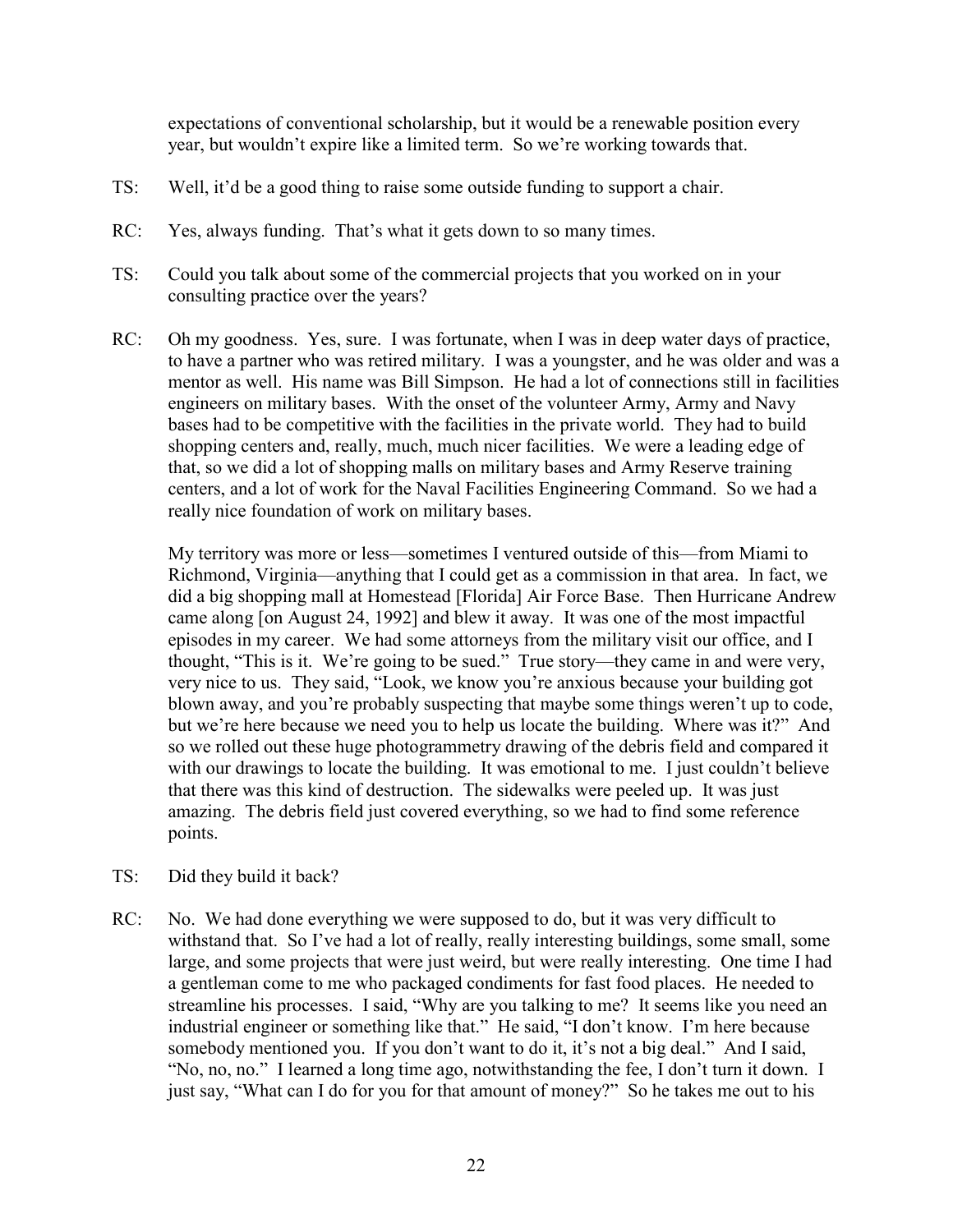expectations of conventional scholarship, but it would be a renewable position every year, but wouldn't expire like a limited term. So we're working towards that.

TS: Well, it'd be a good thing to raise some outside funding to support a chair.

RC: Yes, always funding. That's what it gets down to so many times.

TS: Could you talk about some of the commercial projects that you worked on in your consulting practice over the years?

RC: Oh my goodness. Yes, sure. I was fortunate, when I was in deep water days of practice, to have a partner who was retired military. I was a youngster, and he was older and was a mentor as well. His name was Bill Simpson. He had a lot of connections still in facilities engineers on military bases. With the onset of the volunteer Army, Army and Navy bases had to be competitive with the facilities in the private world. They had to build shopping centers and, really, much, much nicer facilities. We were a leading edge of that, so we did a lot of shopping malls on military bases and Army Reserve training centers, and a lot of work for the Naval Facilities Engineering Command. So we had a really nice foundation of work on military bases.

My territory was more or less—sometimes I ventured outside of this—from Miami to Richmond, Virginia—anything that I could get as a commission in that area. In fact, we did a big shopping mall at Homestead [Florida] Air Force Base. Then Hurricane Andrew came along [on August 24, 1992] and blew it away. It was one of the most impactful episodes in my career. We had some attorneys from the military visit our office, and I thought, "This is it. We're going to be sued." True story—they came in and were very, very nice to us. They said, "Look, we know you're anxious because your building got blown away, and you're probably suspecting that maybe some things weren't up to code, but we're here because we need you to help us locate the building. Where was it?" And so we rolled out these huge photogrammetry drawing of the debris field and compared it with our drawings to locate the building. It was emotional to me. I just couldn't believe that there was this kind of destruction. The sidewalks were peeled up. It was just amazing. The debris field just covered everything, so we had to find some reference points.

TS: Did they build it back?

RC: No. We had done everything we were supposed to do, but it was very difficult to withstand that. So I've had a lot of really, really interesting buildings, some small, some large, and some projects that were just weird, but were really interesting. One time I had a gentleman come to me who packaged condiments for fast food places. He needed to streamline his processes. I said, "Why are you talking to me? It seems like you need an industrial engineer or something like that." He said, "I don't know. I'm here because somebody mentioned you. If you don't want to do it, it's not a big deal." And I said, "No, no, no." I learned a long time ago, notwithstanding the fee, I don't turn it down. I just say, "What can I do for you for that amount of money?" So he takes me out to his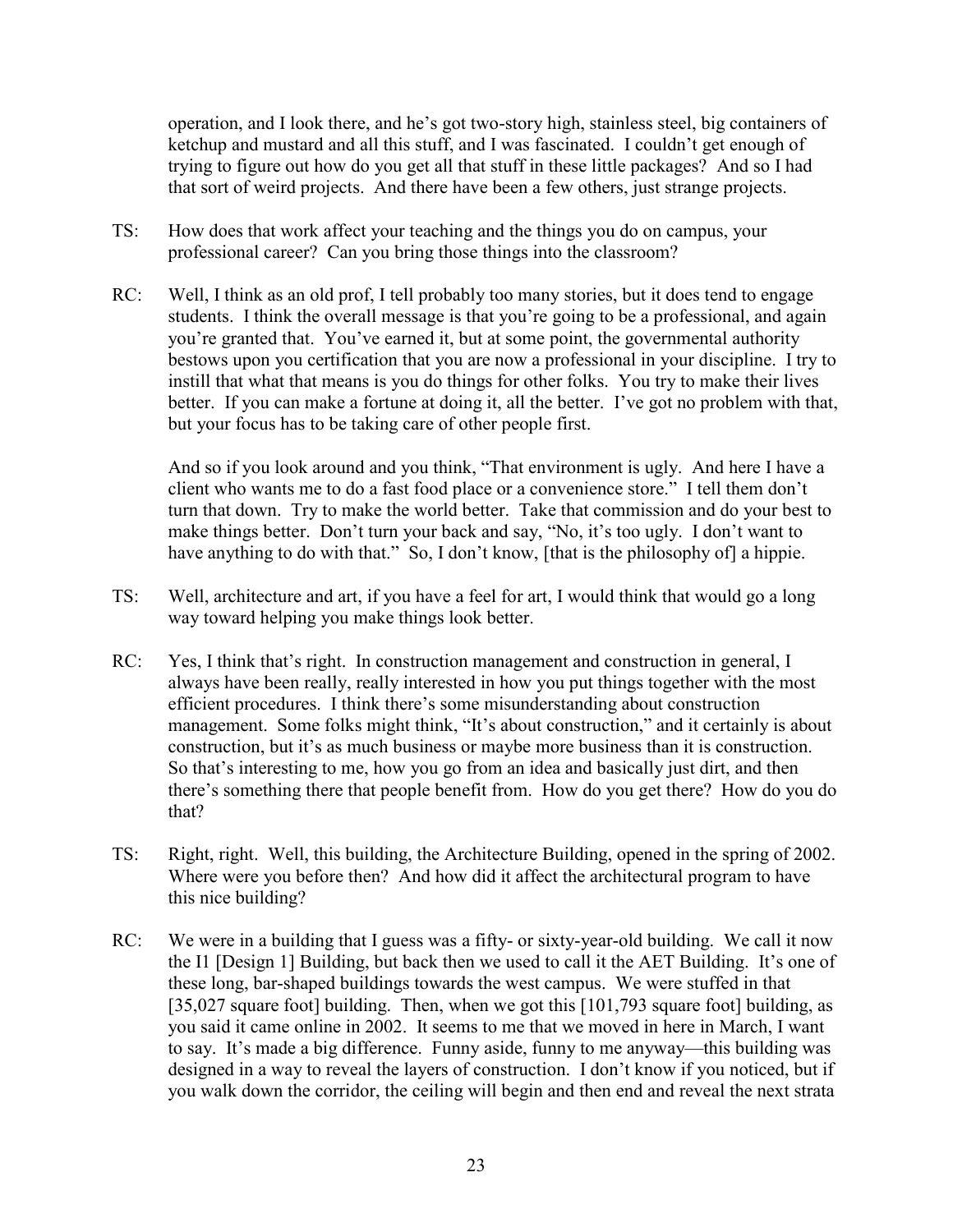operation, and I look there, and he's got two-story high, stainless steel, big containers of ketchup and mustard and all this stuff, and I was fascinated. I couldn't get enough of trying to figure out how do you get all that stuff in these little packages? And so I had that sort of weird projects. And there have been a few others, just strange projects.

TS: How does that work affect your teaching and the things you do on campus, your professional career? Can you bring those things into the classroom?

RC: Well, I think as an old prof, I tell probably too many stories, but it does tend to engage students. I think the overall message is that you're going to be a professional, and again you're granted that. You've earned it, but at some point, the governmental authority bestows upon you certification that you are now a professional in your discipline. I try to instill that what that means is you do things for other folks. You try to make their lives better. If you can make a fortune at doing it, all the better. I've got no problem with that, but your focus has to be taking care of other people first.

And so if you look around and you think, "That environment is ugly. And here I have a client who wants me to do a fast food place or a convenience store." I tell them don't turn that down. Try to make the world better. Take that commission and do your best to make things better. Don't turn your back and say, "No, it's too ugly. I don't want to have anything to do with that." So, I don't know, [that is the philosophy of] a hippie.

TS: Well, architecture and art, if you have a feel for art, I would think that would go a long way toward helping you make things look better.

RC: Yes, I think that's right. In construction management and construction in general, I always have been really, really interested in how you put things together with the most efficient procedures. I think there's some misunderstanding about construction management. Some folks might think, "It's about construction," and it certainly is about construction, but it's as much business or maybe more business than it is construction. So that's interesting to me, how you go from an idea and basically just dirt, and then there's something there that people benefit from. How do you get there? How do you do that?

TS: Right, right. Well, this building, the Architecture Building, opened in the spring of 2002. Where were you before then? And how did it affect the architectural program to have this nice building?

RC: We were in a building that I guess was a fifty- or sixty-year-old building. We call it now the I1 [Design 1] Building, but back then we used to call it the AET Building. It's one of these long, bar-shaped buildings towards the west campus. We were stuffed in that [35,027 square foot] building. Then, when we got this [101,793 square foot] building, as you said it came online in 2002. It seems to me that we moved in here in March, I want to say. It's made a big difference. Funny aside, funny to me anyway—this building was designed in a way to reveal the layers of construction. I don't know if you noticed, but if you walk down the corridor, the ceiling will begin and then end and reveal the next strata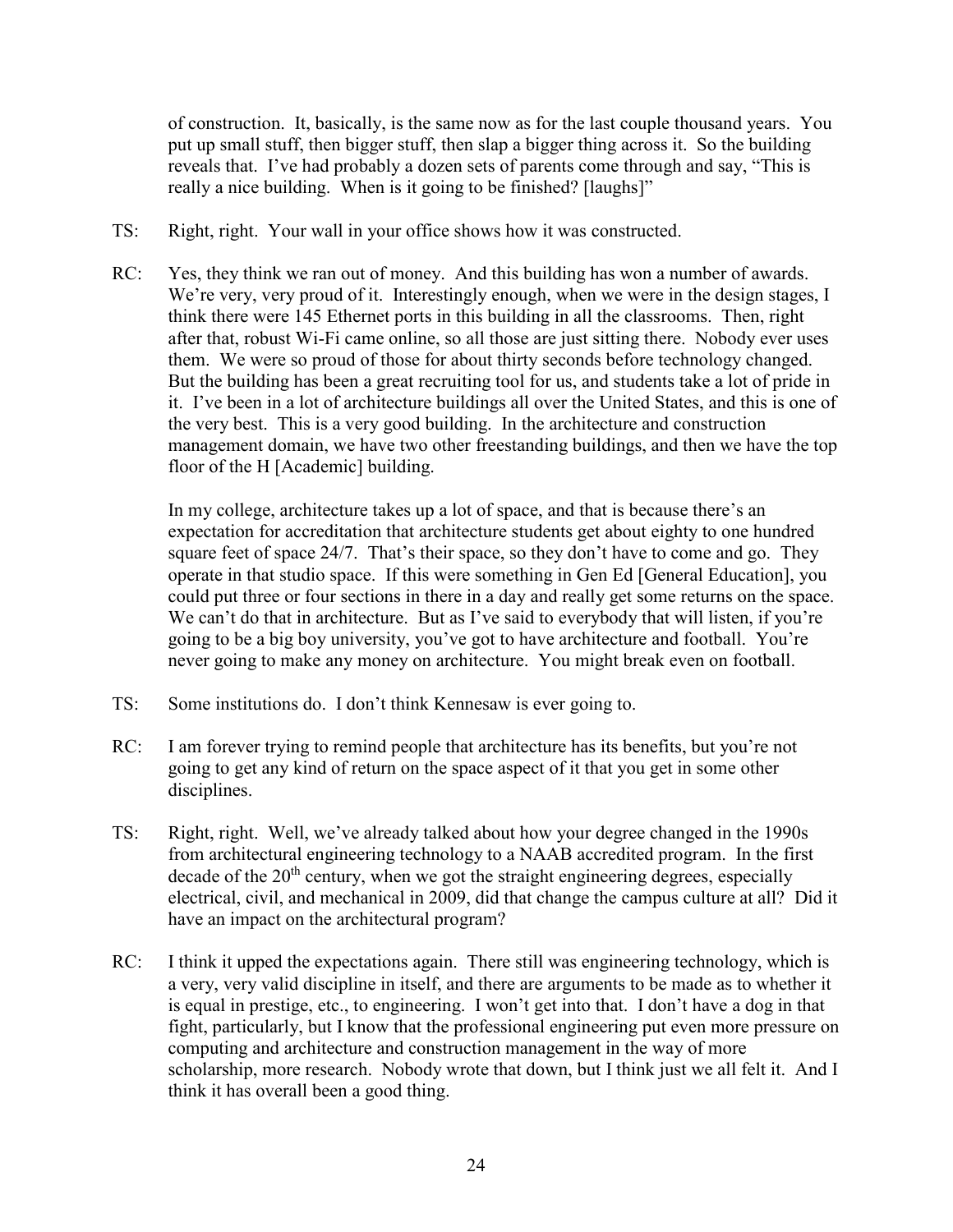of construction. It, basically, is the same now as for the last couple thousand years. You put up small stuff, then bigger stuff, then slap a bigger thing across it. So the building reveals that. I've had probably a dozen sets of parents come through and say, "This is really a nice building. When is it going to be finished? [laughs]"

TS: Right, right. Your wall in your office shows how it was constructed.

RC: Yes, they think we ran out of money. And this building has won a number of awards. We're very, very proud of it. Interestingly enough, when we were in the design stages, I think there were 145 Ethernet ports in this building in all the classrooms. Then, right after that, robust Wi-Fi came online, so all those are just sitting there. Nobody ever uses them. We were so proud of those for about thirty seconds before technology changed. But the building has been a great recruiting tool for us, and students take a lot of pride in it. I've been in a lot of architecture buildings all over the United States, and this is one of the very best. This is a very good building. In the architecture and construction management domain, we have two other freestanding buildings, and then we have the top floor of the H [Academic] building.

In my college, architecture takes up a lot of space, and that is because there's an expectation for accreditation that architecture students get about eighty to one hundred square feet of space 24/7. That's their space, so they don't have to come and go. They operate in that studio space. If this were something in Gen Ed [General Education], you could put three or four sections in there in a day and really get some returns on the space. We can't do that in architecture. But as I've said to everybody that will listen, if you're going to be a big boy university, you've got to have architecture and football. You're never going to make any money on architecture. You might break even on football.

TS: Some institutions do. I don't think Kennesaw is ever going to.

RC: I am forever trying to remind people that architecture has its benefits, but you're not going to get any kind of return on the space aspect of it that you get in some other disciplines.

TS: Right, right. Well, we've already talked about how your degree changed in the 1990s from architectural engineering technology to a NAAB accredited program. In the first decade of the 20th century, when we got the straight engineering degrees, especially electrical, civil, and mechanical in 2009, did that change the campus culture at all? Did it have an impact on the architectural program?

RC: I think it upped the expectations again. There still was engineering technology, which is a very, very valid discipline in itself, and there are arguments to be made as to whether it is equal in prestige, etc., to engineering. I won't get into that. I don't have a dog in that fight, particularly, but I know that the professional engineering put even more pressure on computing and architecture and construction management in the way of more scholarship, more research. Nobody wrote that down, but I think just we all felt it. And I think it has overall been a good thing.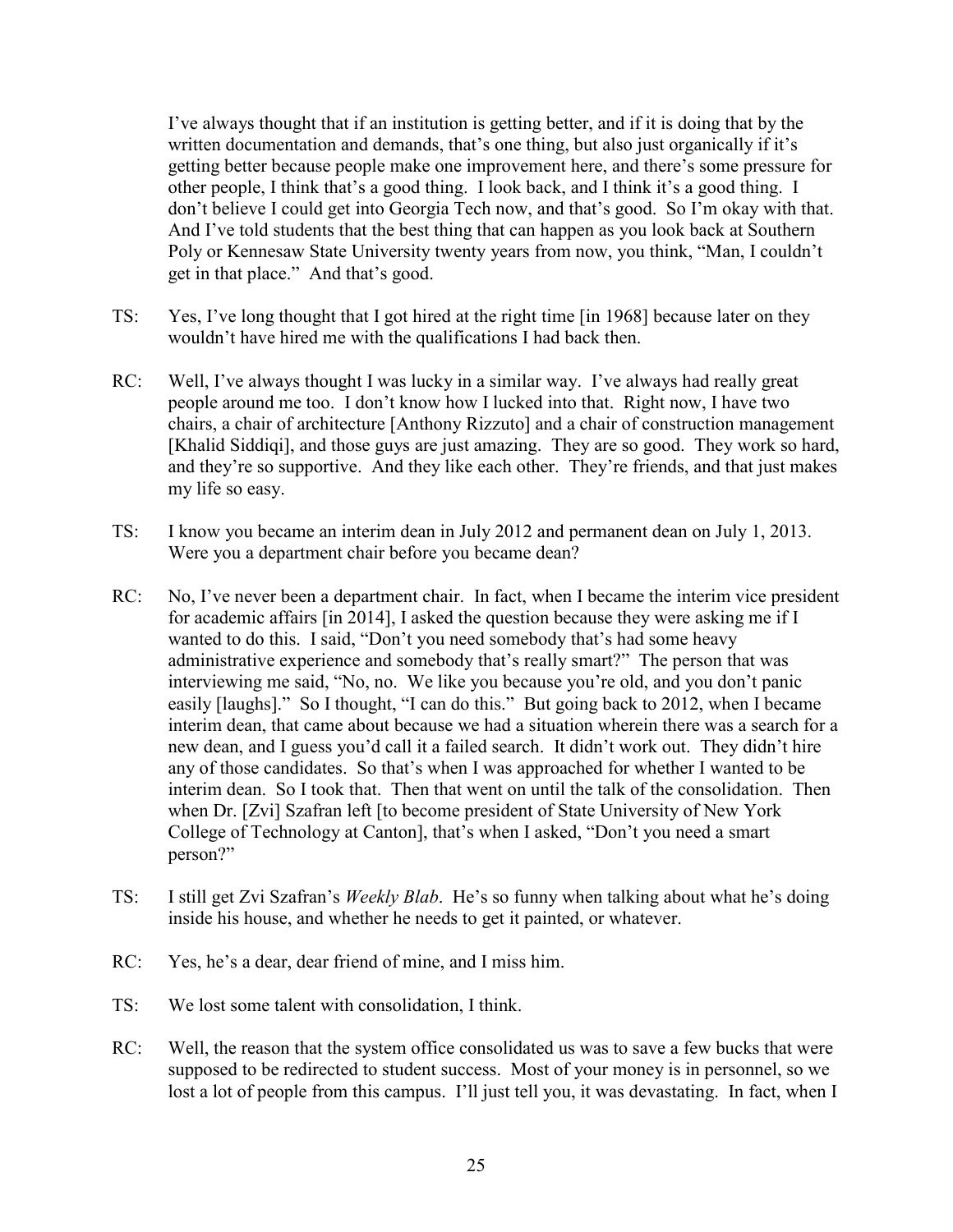I've always thought that if an institution is getting better, and if it is doing that by the written documentation and demands, that's one thing, but also just organically if it's getting better because people make one improvement here, and there's some pressure for other people, I think that's a good thing. I look back, and I think it's a good thing. I don't believe I could get into Georgia Tech now, and that's good. So I'm okay with that. And I've told students that the best thing that can happen as you look back at Southern Poly or Kennesaw State University twenty years from now, you think, "Man, I couldn't get in that place." And that's good.

TS: Yes, I've long thought that I got hired at the right time [in 1968] because later on they wouldn't have hired me with the qualifications I had back then.

RC: Well, I've always thought I was lucky in a similar way. I've always had really great people around me too. I don't know how I lucked into that. Right now, I have two chairs, a chair of architecture [Anthony Rizzuto] and a chair of construction management [Khalid Siddiqi], and those guys are just amazing. They are so good. They work so hard, and they're so supportive. And they like each other. They're friends, and that just makes my life so easy.

TS: I know you became an interim dean in July 2012 and permanent dean on July 1, 2013. Were you a department chair before you became dean?

RC: No, I've never been a department chair. In fact, when I became the interim vice president for academic affairs [in 2014], I asked the question because they were asking me if I wanted to do this. I said, "Don't you need somebody that's had some heavy administrative experience and somebody that's really smart?" The person that was interviewing me said, "No, no. We like you because you're old, and you don't panic easily [laughs]." So I thought, "I can do this." But going back to 2012, when I became interim dean, that came about because we had a situation wherein there was a search for a new dean, and I guess you'd call it a failed search. It didn't work out. They didn't hire any of those candidates. So that's when I was approached for whether I wanted to be interim dean. So I took that. Then that went on until the talk of the consolidation. Then when Dr. [Zvi] Szafran left [to become president of State University of New York College of Technology at Canton], that's when I asked, "Don't you need a smart person?"

TS: I still get Zvi Szafran's *Weekly Blab*. He's so funny when talking about what he's doing inside his house, and whether he needs to get it painted, or whatever.

RC: Yes, he's a dear, dear friend of mine, and I miss him.

TS: We lost some talent with consolidation, I think.

RC: Well, the reason that the system office consolidated us was to save a few bucks that were supposed to be redirected to student success. Most of your money is in personnel, so we lost a lot of people from this campus. I'll just tell you, it was devastating. In fact, when I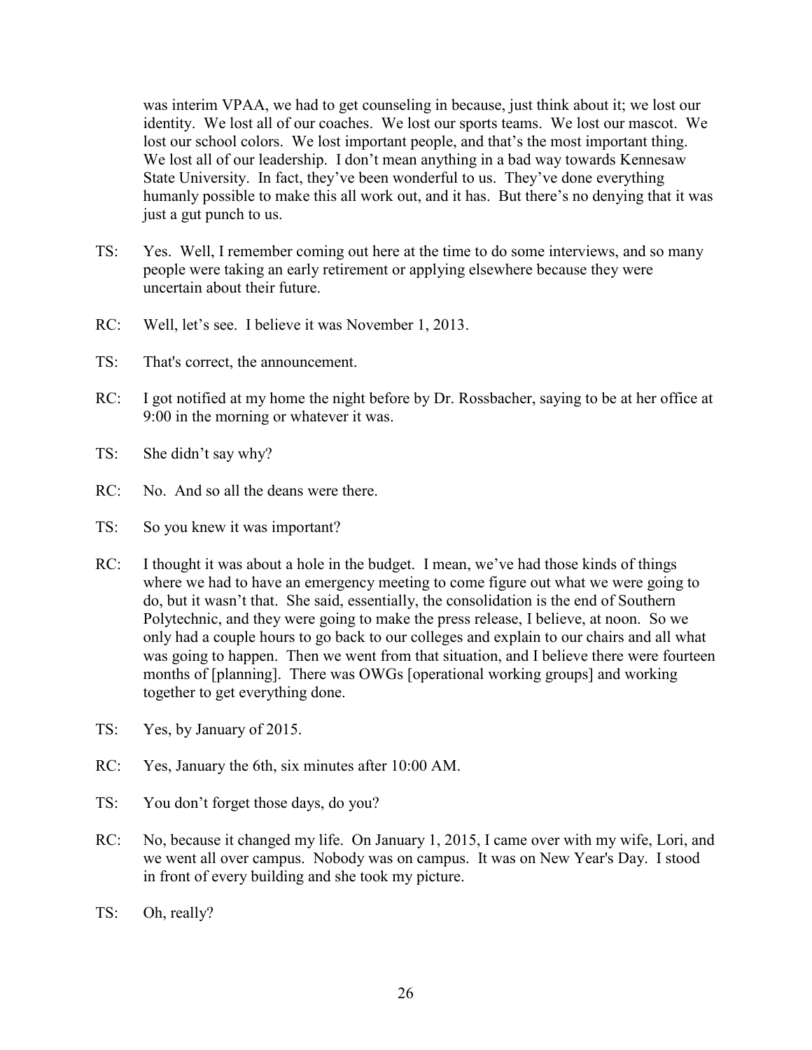was interim VPAA, we had to get counseling in because, just think about it; we lost our identity. We lost all of our coaches. We lost our sports teams. We lost our mascot. We lost our school colors. We lost important people, and that's the most important thing. We lost all of our leadership. I don't mean anything in a bad way towards Kennesaw State University. In fact, they've been wonderful to us. They've done everything humanly possible to make this all work out, and it has. But there's no denying that it was just a gut punch to us.

TS: Yes. Well, I remember coming out here at the time to do some interviews, and so many people were taking an early retirement or applying elsewhere because they were uncertain about their future.

RC: Well, let's see. I believe it was November 1, 2013.

TS: That's correct, the announcement.

RC: I got notified at my home the night before by Dr. Rossbacher, saying to be at her office at 9:00 in the morning or whatever it was.

TS: She didn't say why?

RC: No. And so all the deans were there.

TS: So you knew it was important?

RC: I thought it was about a hole in the budget. I mean, we've had those kinds of things where we had to have an emergency meeting to come figure out what we were going to do, but it wasn't that. She said, essentially, the consolidation is the end of Southern Polytechnic, and they were going to make the press release, I believe, at noon. So we only had a couple hours to go back to our colleges and explain to our chairs and all what was going to happen. Then we went from that situation, and I believe there were fourteen months of [planning]. There was OWGs [operational working groups] and working together to get everything done.

TS: Yes, by January of 2015.

RC: Yes, January the 6th, six minutes after 10:00 AM.

TS: You don't forget those days, do you?

RC: No, because it changed my life. On January 1, 2015, I came over with my wife, Lori, and we went all over campus. Nobody was on campus. It was on New Year's Day. I stood in front of every building and she took my picture.

TS: Oh, really?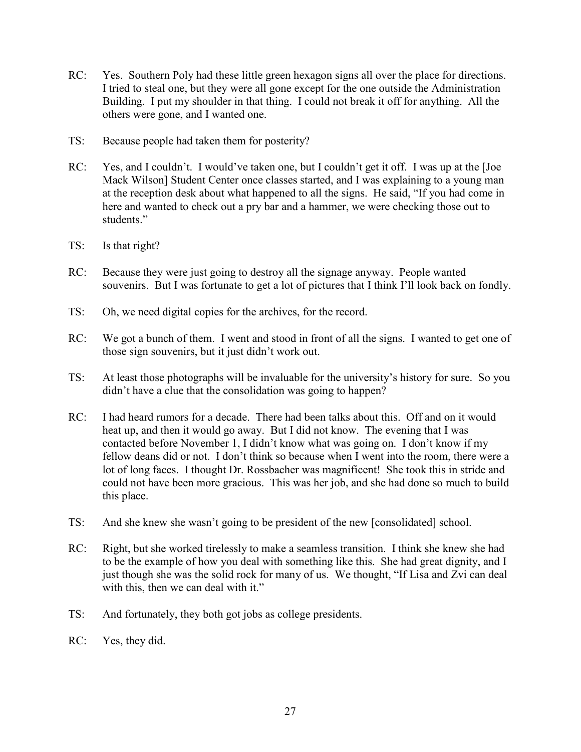RC: Yes. Southern Poly had these little green hexagon signs all over the place for directions. I tried to steal one, but they were all gone except for the one outside the Administration Building. I put my shoulder in that thing. I could not break it off for anything. All the others were gone, and I wanted one.

TS: Because people had taken them for posterity?

RC: Yes, and I couldn't. I would've taken one, but I couldn't get it off. I was up at the [Joe Mack Wilson] Student Center once classes started, and I was explaining to a young man at the reception desk about what happened to all the signs. He said, "If you had come in here and wanted to check out a pry bar and a hammer, we were checking those out to students."

TS: Is that right?

RC: Because they were just going to destroy all the signage anyway. People wanted souvenirs. But I was fortunate to get a lot of pictures that I think I'll look back on fondly.

TS: Oh, we need digital copies for the archives, for the record.

RC: We got a bunch of them. I went and stood in front of all the signs. I wanted to get one of those sign souvenirs, but it just didn't work out.

TS: At least those photographs will be invaluable for the university's history for sure. So you didn't have a clue that the consolidation was going to happen?

RC: I had heard rumors for a decade. There had been talks about this. Off and on it would heat up, and then it would go away. But I did not know. The evening that I was contacted before November 1, I didn't know what was going on. I don't know if my fellow deans did or not. I don't think so because when I went into the room, there were a lot of long faces. I thought Dr. Rossbacher was magnificent! She took this in stride and could not have been more gracious. This was her job, and she had done so much to build this place.

TS: And she knew she wasn't going to be president of the new [consolidated] school.

RC: Right, but she worked tirelessly to make a seamless transition. I think she knew she had to be the example of how you deal with something like this. She had great dignity, and I just though she was the solid rock for many of us. We thought, "If Lisa and Zvi can deal with this, then we can deal with it."

TS: And fortunately, they both got jobs as college presidents.

RC: Yes, they did.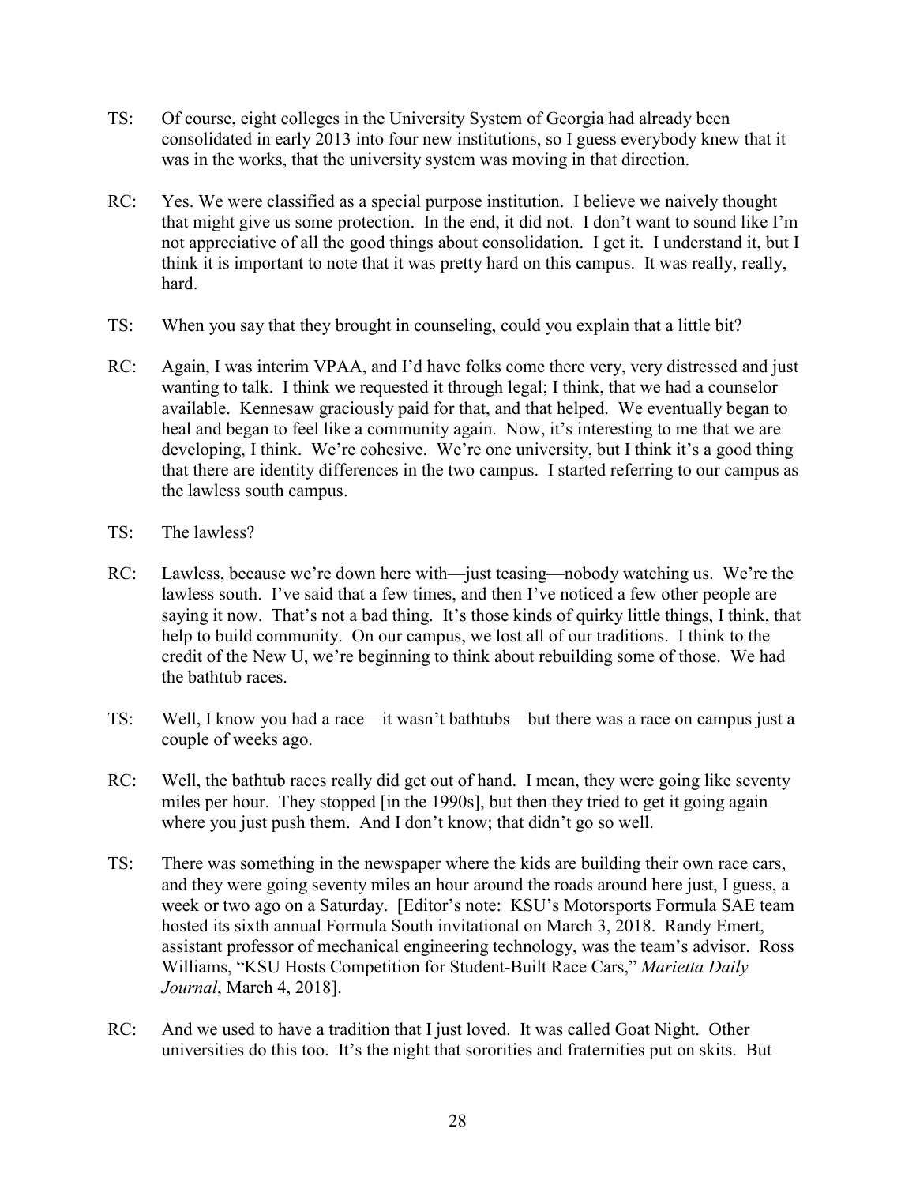TS: Of course, eight colleges in the University System of Georgia had already been consolidated in early 2013 into four new institutions, so I guess everybody knew that it was in the works, that the university system was moving in that direction.

RC: Yes. We were classified as a special purpose institution. I believe we naively thought that might give us some protection. In the end, it did not. I don't want to sound like I'm not appreciative of all the good things about consolidation. I get it. I understand it, but I think it is important to note that it was pretty hard on this campus. It was really, really, hard.

TS: When you say that they brought in counseling, could you explain that a little bit?

RC: Again, I was interim VPAA, and I'd have folks come there very, very distressed and just wanting to talk. I think we requested it through legal; I think, that we had a counselor available. Kennesaw graciously paid for that, and that helped. We eventually began to heal and began to feel like a community again. Now, it's interesting to me that we are developing, I think. We're cohesive. We're one university, but I think it's a good thing that there are identity differences in the two campus. I started referring to our campus as the lawless south campus.

TS: The lawless?

RC: Lawless, because we're down here with—just teasing—nobody watching us. We're the lawless south. I've said that a few times, and then I've noticed a few other people are saying it now. That's not a bad thing. It's those kinds of quirky little things, I think, that help to build community. On our campus, we lost all of our traditions. I think to the credit of the New U, we're beginning to think about rebuilding some of those. We had the bathtub races.

TS: Well, I know you had a race—it wasn't bathtubs—but there was a race on campus just a couple of weeks ago.

RC: Well, the bathtub races really did get out of hand. I mean, they were going like seventy miles per hour. They stopped [in the 1990s], but then they tried to get it going again where you just push them. And I don't know; that didn't go so well.

TS: There was something in the newspaper where the kids are building their own race cars, and they were going seventy miles an hour around the roads around here just, I guess, a week or two ago on a Saturday. [Editor's note: KSU's Motorsports Formula SAE team hosted its sixth annual Formula South invitational on March 3, 2018. Randy Emert, assistant professor of mechanical engineering technology, was the team's advisor. Ross Williams, "KSU Hosts Competition for Student-Built Race Cars," *Marietta Daily Journal*, March 4, 2018].

RC: And we used to have a tradition that I just loved. It was called Goat Night. Other universities do this too. It's the night that sororities and fraternities put on skits. But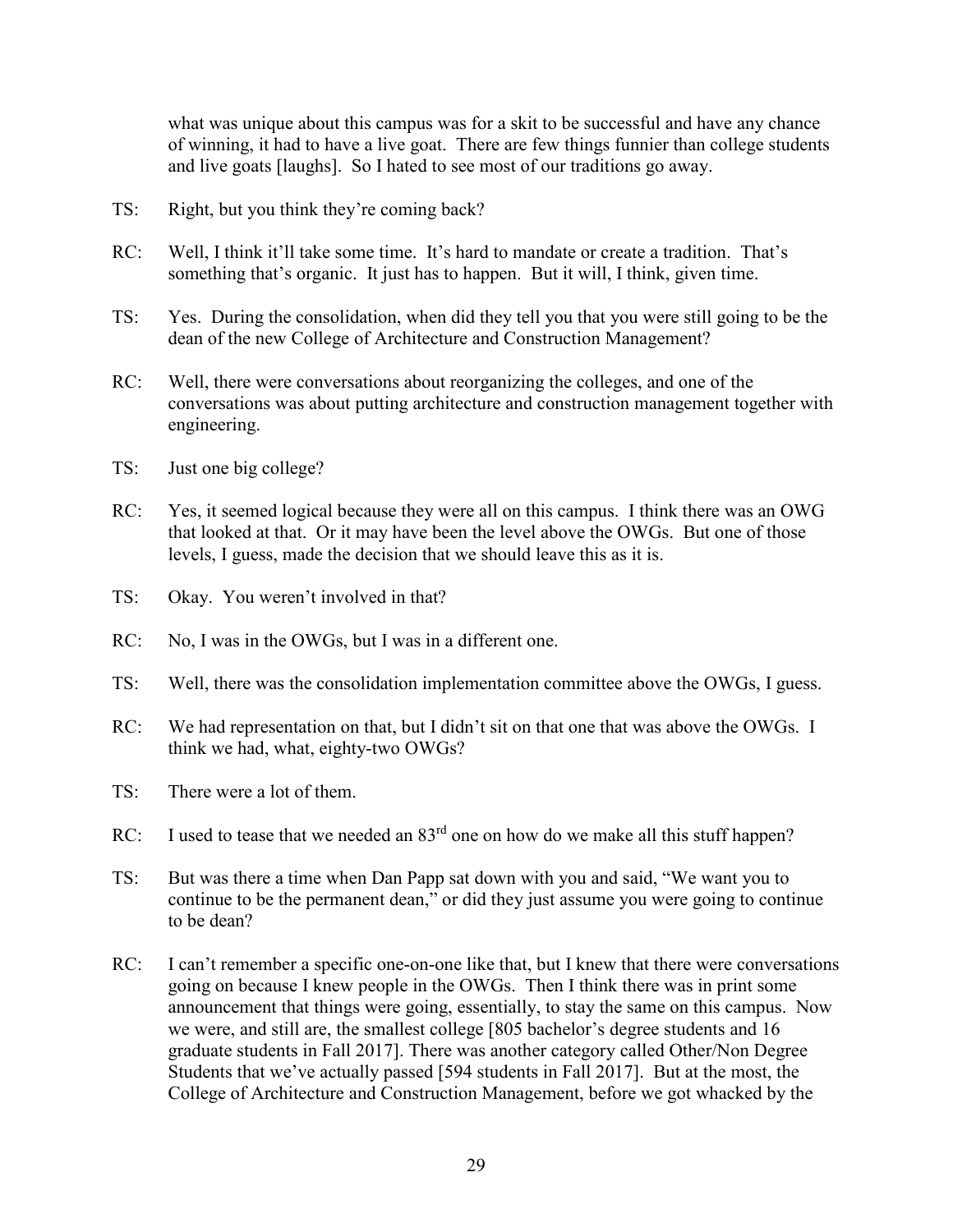what was unique about this campus was for a skit to be successful and have any chance of winning, it had to have a live goat. There are few things funnier than college students and live goats [laughs]. So I hated to see most of our traditions go away.

TS: Right, but you think they're coming back?

RC: Well, I think it'll take some time. It's hard to mandate or create a tradition. That's something that's organic. It just has to happen. But it will, I think, given time.

TS: Yes. During the consolidation, when did they tell you that you were still going to be the dean of the new College of Architecture and Construction Management?

RC: Well, there were conversations about reorganizing the colleges, and one of the conversations was about putting architecture and construction management together with engineering.

TS: Just one big college?

RC: Yes, it seemed logical because they were all on this campus. I think there was an OWG that looked at that. Or it may have been the level above the OWGs. But one of those levels, I guess, made the decision that we should leave this as it is.

TS: Okay. You weren't involved in that?

RC: No, I was in the OWGs, but I was in a different one.

TS: Well, there was the consolidation implementation committee above the OWGs, I guess.

RC: We had representation on that, but I didn't sit on that one that was above the OWGs. I think we had, what, eighty-two OWGs?

TS: There were a lot of them.

RC: I used to tease that we needed an 83rd one on how do we make all this stuff happen?

TS: But was there a time when Dan Papp sat down with you and said, "We want you to continue to be the permanent dean," or did they just assume you were going to continue to be dean?

RC: I can't remember a specific one-on-one like that, but I knew that there were conversations going on because I knew people in the OWGs. Then I think there was in print some announcement that things were going, essentially, to stay the same on this campus. Now we were, and still are, the smallest college [805 bachelor's degree students and 16 graduate students in Fall 2017]. There was another category called Other/Non Degree Students that we've actually passed [594 students in Fall 2017]. But at the most, the College of Architecture and Construction Management, before we got whacked by the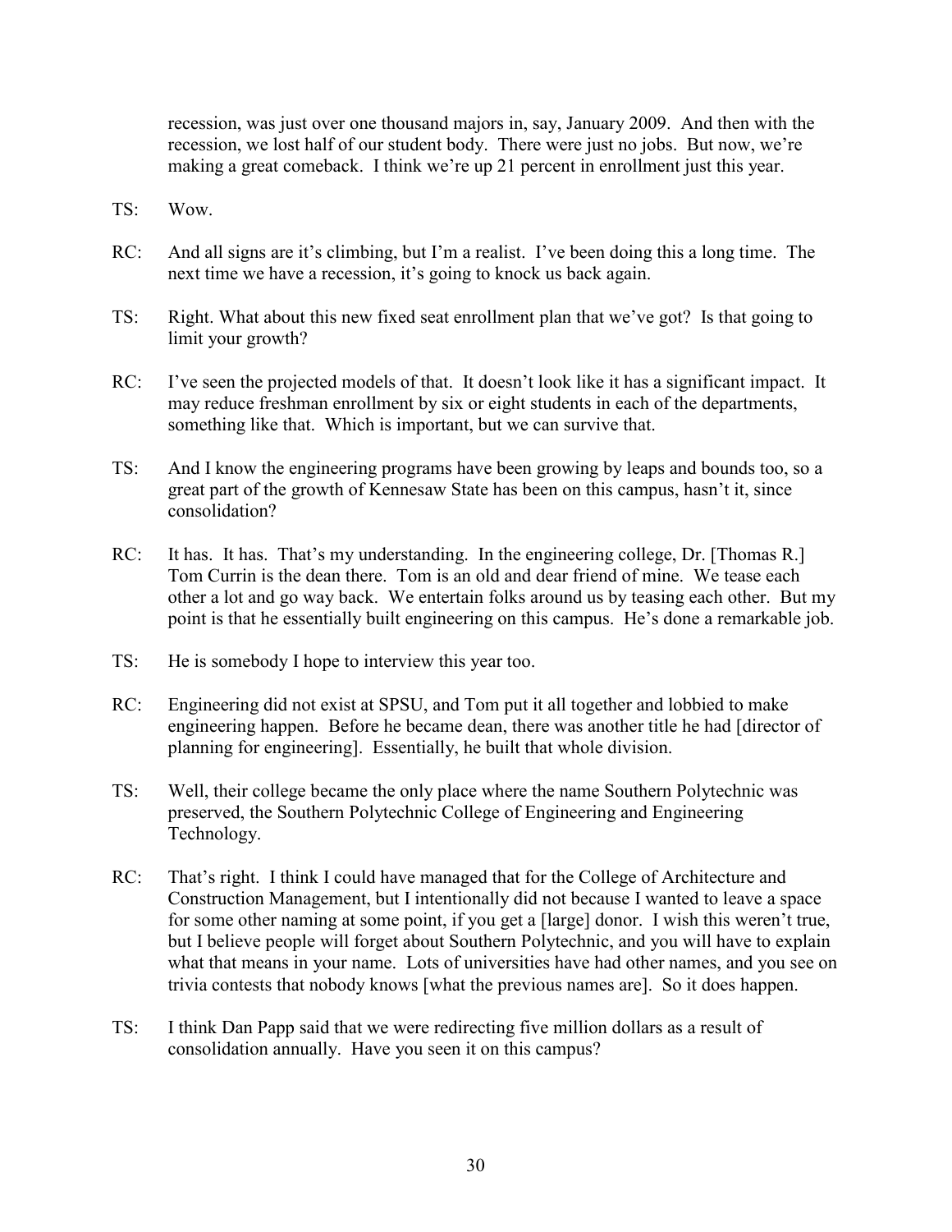recession, was just over one thousand majors in, say, January 2009. And then with the recession, we lost half of our student body. There were just no jobs. But now, we're making a great comeback. I think we're up 21 percent in enrollment just this year.

TS: Wow.

RC: And all signs are it's climbing, but I'm a realist. I've been doing this a long time. The next time we have a recession, it's going to knock us back again.

TS: Right. What about this new fixed seat enrollment plan that we've got? Is that going to limit your growth?

RC: I've seen the projected models of that. It doesn't look like it has a significant impact. It may reduce freshman enrollment by six or eight students in each of the departments, something like that. Which is important, but we can survive that.

TS: And I know the engineering programs have been growing by leaps and bounds too, so a great part of the growth of Kennesaw State has been on this campus, hasn't it, since consolidation?

RC: It has. It has. That's my understanding. In the engineering college, Dr. [Thomas R.] Tom Currin is the dean there. Tom is an old and dear friend of mine. We tease each other a lot and go way back. We entertain folks around us by teasing each other. But my point is that he essentially built engineering on this campus. He's done a remarkable job.

TS: He is somebody I hope to interview this year too.

RC: Engineering did not exist at SPSU, and Tom put it all together and lobbied to make engineering happen. Before he became dean, there was another title he had [director of planning for engineering]. Essentially, he built that whole division.

TS: Well, their college became the only place where the name Southern Polytechnic was preserved, the Southern Polytechnic College of Engineering and Engineering Technology.

RC: That's right. I think I could have managed that for the College of Architecture and Construction Management, but I intentionally did not because I wanted to leave a space for some other naming at some point, if you get a [large] donor. I wish this weren't true, but I believe people will forget about Southern Polytechnic, and you will have to explain what that means in your name. Lots of universities have had other names, and you see on trivia contests that nobody knows [what the previous names are]. So it does happen.

TS: I think Dan Papp said that we were redirecting five million dollars as a result of consolidation annually. Have you seen it on this campus?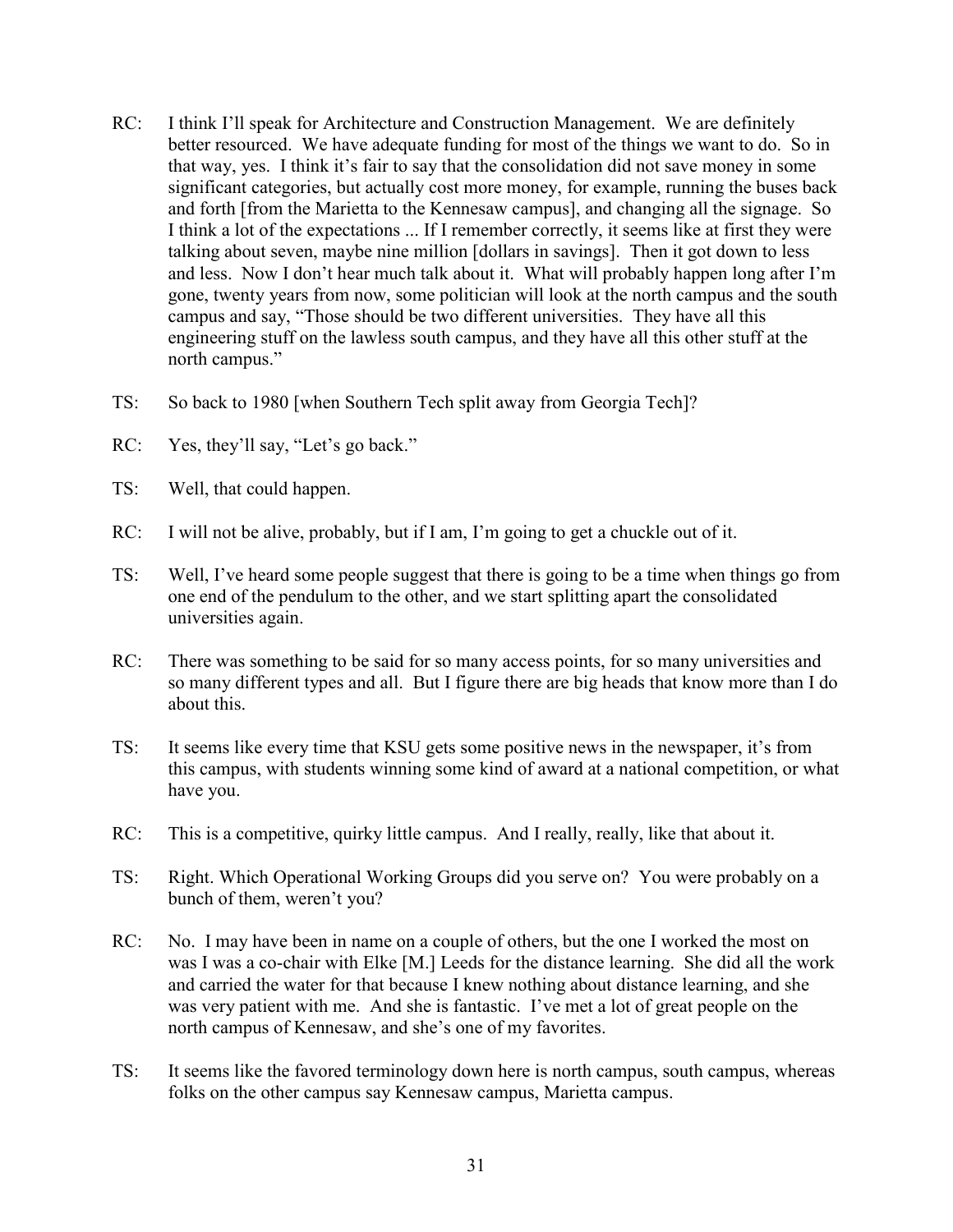RC: I think I'll speak for Architecture and Construction Management. We are definitely better resourced. We have adequate funding for most of the things we want to do. So in that way, yes. I think it's fair to say that the consolidation did not save money in some significant categories, but actually cost more money, for example, running the buses back and forth [from the Marietta to the Kennesaw campus], and changing all the signage. So I think a lot of the expectations ... If I remember correctly, it seems like at first they were talking about seven, maybe nine million [dollars in savings]. Then it got down to less and less. Now I don't hear much talk about it. What will probably happen long after I'm gone, twenty years from now, some politician will look at the north campus and the south campus and say, "Those should be two different universities. They have all this engineering stuff on the lawless south campus, and they have all this other stuff at the north campus."

TS: So back to 1980 [when Southern Tech split away from Georgia Tech]?

RC: Yes, they'll say, "Let's go back."

TS: Well, that could happen.

RC: I will not be alive, probably, but if I am, I'm going to get a chuckle out of it.

TS: Well, I've heard some people suggest that there is going to be a time when things go from one end of the pendulum to the other, and we start splitting apart the consolidated universities again.

RC: There was something to be said for so many access points, for so many universities and so many different types and all. But I figure there are big heads that know more than I do about this.

TS: It seems like every time that KSU gets some positive news in the newspaper, it's from this campus, with students winning some kind of award at a national competition, or what have you.

RC: This is a competitive, quirky little campus. And I really, really, like that about it.

TS: Right. Which Operational Working Groups did you serve on? You were probably on a bunch of them, weren't you?

RC: No. I may have been in name on a couple of others, but the one I worked the most on was I was a co-chair with Elke [M.] Leeds for the distance learning. She did all the work and carried the water for that because I knew nothing about distance learning, and she was very patient with me. And she is fantastic. I've met a lot of great people on the north campus of Kennesaw, and she's one of my favorites.

TS: It seems like the favored terminology down here is north campus, south campus, whereas folks on the other campus say Kennesaw campus, Marietta campus.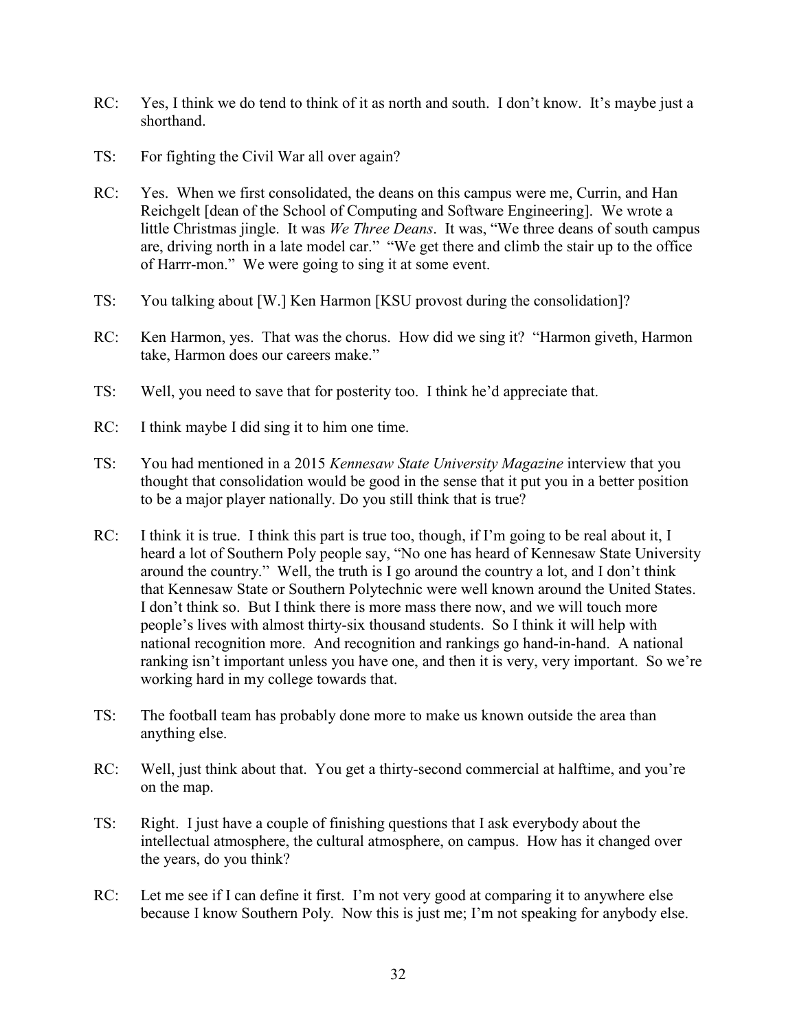RC: Yes, I think we do tend to think of it as north and south. I don't know. It's maybe just a shorthand.

TS: For fighting the Civil War all over again?

RC: Yes. When we first consolidated, the deans on this campus were me, Currin, and Han Reichgelt [dean of the School of Computing and Software Engineering]. We wrote a little Christmas jingle. It was *We Three Deans*. It was, "We three deans of south campus are, driving north in a late model car." "We get there and climb the stair up to the office of Harrr-mon." We were going to sing it at some event.

TS: You talking about [W.] Ken Harmon [KSU provost during the consolidation]?

RC: Ken Harmon, yes. That was the chorus. How did we sing it? "Harmon giveth, Harmon take, Harmon does our careers make."

TS: Well, you need to save that for posterity too. I think he'd appreciate that.

RC: I think maybe I did sing it to him one time.

TS: You had mentioned in a 2015 *Kennesaw State University Magazine* interview that you thought that consolidation would be good in the sense that it put you in a better position to be a major player nationally. Do you still think that is true?

RC: I think it is true. I think this part is true too, though, if I'm going to be real about it, I heard a lot of Southern Poly people say, "No one has heard of Kennesaw State University around the country." Well, the truth is I go around the country a lot, and I don't think that Kennesaw State or Southern Polytechnic were well known around the United States. I don't think so. But I think there is more mass there now, and we will touch more people's lives with almost thirty-six thousand students. So I think it will help with national recognition more. And recognition and rankings go hand-in-hand. A national ranking isn't important unless you have one, and then it is very, very important. So we're working hard in my college towards that.

TS: The football team has probably done more to make us known outside the area than anything else.

RC: Well, just think about that. You get a thirty-second commercial at halftime, and you're on the map.

TS: Right. I just have a couple of finishing questions that I ask everybody about the intellectual atmosphere, the cultural atmosphere, on campus. How has it changed over the years, do you think?

RC: Let me see if I can define it first. I'm not very good at comparing it to anywhere else because I know Southern Poly. Now this is just me; I'm not speaking for anybody else.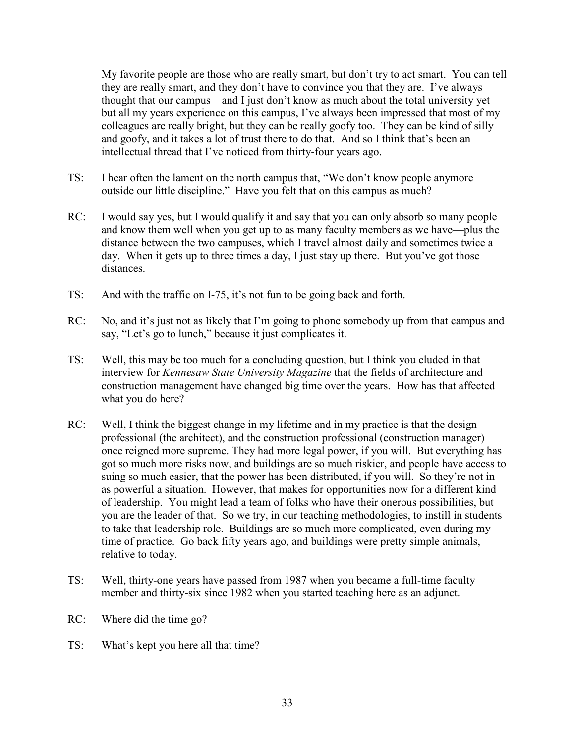My favorite people are those who are really smart, but don't try to act smart. You can tell they are really smart, and they don't have to convince you that they are. I've always thought that our campus—and I just don't know as much about the total university yet—but all my years experience on this campus, I've always been impressed that most of my colleagues are really bright, but they can be really goofy too. They can be kind of silly and goofy, and it takes a lot of trust there to do that. And so I think that's been an intellectual thread that I've noticed from thirty-four years ago.

TS: I hear often the lament on the north campus that, "We don't know people anymore outside our little discipline." Have you felt that on this campus as much?

RC: I would say yes, but I would qualify it and say that you can only absorb so many people and know them well when you get up to as many faculty members as we have—plus the distance between the two campuses, which I travel almost daily and sometimes twice a day. When it gets up to three times a day, I just stay up there. But you've got those distances.

TS: And with the traffic on I-75, it's not fun to be going back and forth.

RC: No, and it's just not as likely that I'm going to phone somebody up from that campus and say, "Let's go to lunch," because it just complicates it.

TS: Well, this may be too much for a concluding question, but I think you eluded in that interview for *Kennesaw State University Magazine* that the fields of architecture and construction management have changed big time over the years. How has that affected what you do here?

RC: Well, I think the biggest change in my lifetime and in my practice is that the design professional (the architect), and the construction professional (construction manager) once reigned more supreme. They had more legal power, if you will. But everything has got so much more risks now, and buildings are so much riskier, and people have access to suing so much easier, that the power has been distributed, if you will. So they're not in as powerful a situation. However, that makes for opportunities now for a different kind of leadership. You might lead a team of folks who have their onerous possibilities, but you are the leader of that. So we try, in our teaching methodologies, to instill in students to take that leadership role. Buildings are so much more complicated, even during my time of practice. Go back fifty years ago, and buildings were pretty simple animals, relative to today.

TS: Well, thirty-one years have passed from 1987 when you became a full-time faculty member and thirty-six since 1982 when you started teaching here as an adjunct.

RC: Where did the time go?

TS: What's kept you here all that time?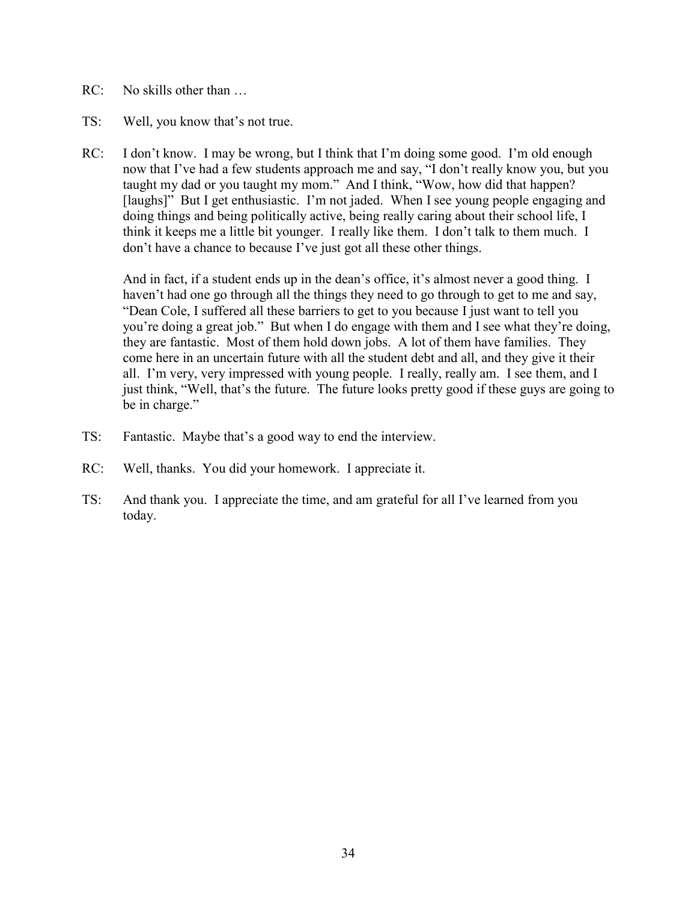RC: No skills other than …

TS: Well, you know that's not true.

RC: I don't know. I may be wrong, but I think that I'm doing some good. I'm old enough now that I've had a few students approach me and say, "I don't really know you, but you taught my dad or you taught my mom." And I think, "Wow, how did that happen? [laughs]" But I get enthusiastic. I'm not jaded. When I see young people engaging and doing things and being politically active, being really caring about their school life, I think it keeps me a little bit younger. I really like them. I don't talk to them much. I don't have a chance to because I've just got all these other things.

And in fact, if a student ends up in the dean's office, it's almost never a good thing. I haven't had one go through all the things they need to go through to get to me and say, "Dean Cole, I suffered all these barriers to get to you because I just want to tell you you're doing a great job." But when I do engage with them and I see what they're doing, they are fantastic. Most of them hold down jobs. A lot of them have families. They come here in an uncertain future with all the student debt and all, and they give it their all. I'm very, very impressed with young people. I really, really am. I see them, and I just think, "Well, that's the future. The future looks pretty good if these guys are going to be in charge."

TS: Fantastic. Maybe that's a good way to end the interview.

RC: Well, thanks. You did your homework. I appreciate it.

TS: And thank you. I appreciate the time, and am grateful for all I've learned from you today.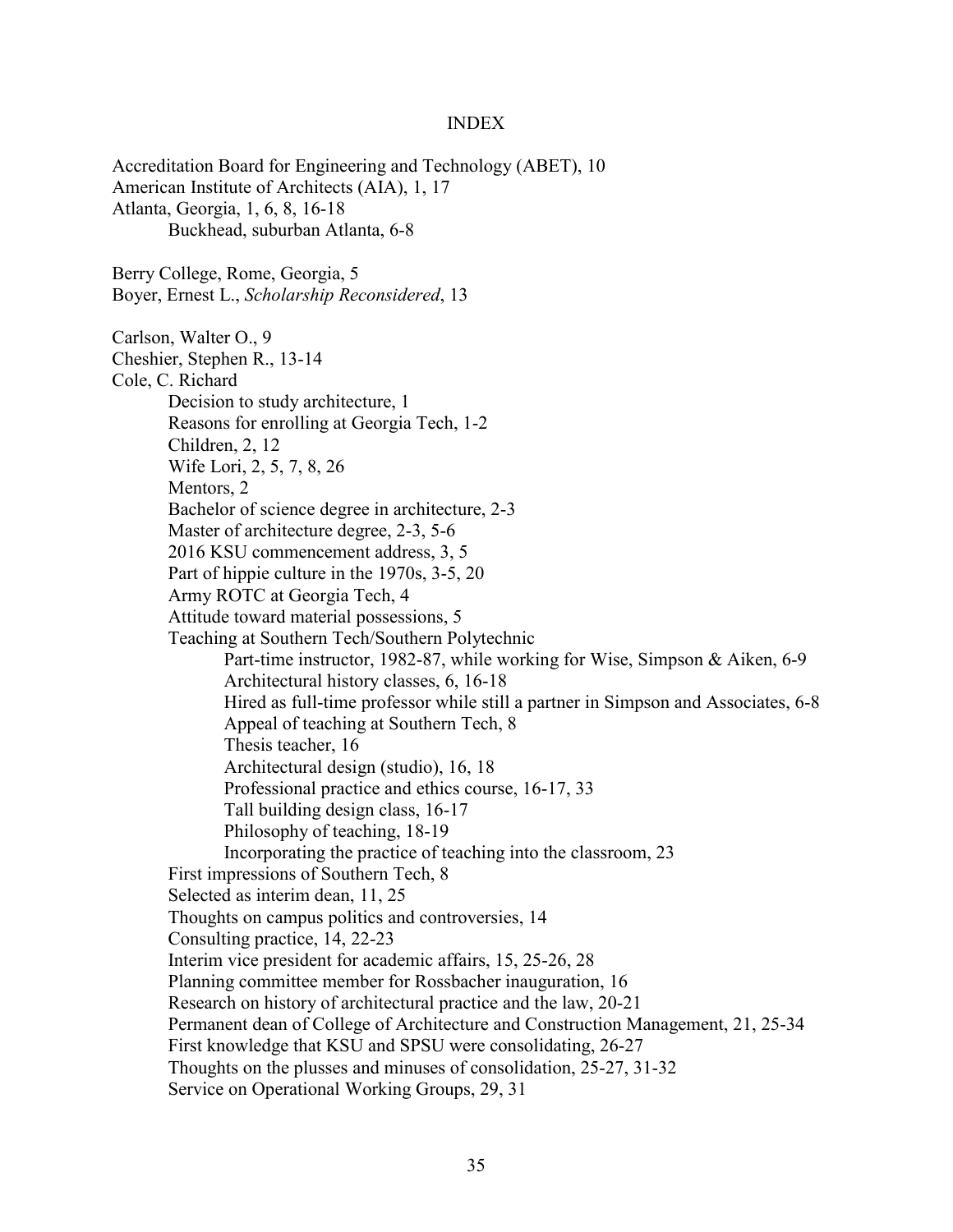# INDEX

Accreditation Board for Engineering and Technology (ABET), 10
American Institute of Architects (AIA), 1, 17
Atlanta, Georgia, 1, 6, 8, 16-18
  Buckhead, suburban Atlanta, 6-8

Berry College, Rome, Georgia, 5
Boyer, Ernest L., *Scholarship Reconsidered*, 13

Carlson, Walter O., 9
Cheshier, Stephen R., 13-14
Cole, C. Richard
  Decision to study architecture, 1
  Reasons for enrolling at Georgia Tech, 1-2
  Children, 2, 12
  Wife Lori, 2, 5, 7, 8, 26
  Mentors, 2
  Bachelor of science degree in architecture, 2-3
  Master of architecture degree, 2-3, 5-6
  2016 KSU commencement address, 3, 5
  Part of hippie culture in the 1970s, 3-5, 20
  Army ROTC at Georgia Tech, 4
  Attitude toward material possessions, 5
  Teaching at Southern Tech/Southern Polytechnic
    Part-time instructor, 1982-87, while working for Wise, Simpson & Aiken, 6-9
    Architectural history classes, 6, 16-18
    Hired as full-time professor while still a partner in Simpson and Associates, 6-8
    Appeal of teaching at Southern Tech, 8
    Thesis teacher, 16
    Architectural design (studio), 16, 18
    Professional practice and ethics course, 16-17, 33
    Tall building design class, 16-17
    Philosophy of teaching, 18-19
    Incorporating the practice of teaching into the classroom, 23
  First impressions of Southern Tech, 8
  Selected as interim dean, 11, 25
  Thoughts on campus politics and controversies, 14
  Consulting practice, 14, 22-23
  Interim vice president for academic affairs, 15, 25-26, 28
  Planning committee member for Rossbacher inauguration, 16
  Research on history of architectural practice and the law, 20-21
  Permanent dean of College of Architecture and Construction Management, 21, 25-34
  First knowledge that KSU and SPSU were consolidating, 26-27
  Thoughts on the plusses and minuses of consolidation, 25-27, 31-32
  Service on Operational Working Groups, 29, 31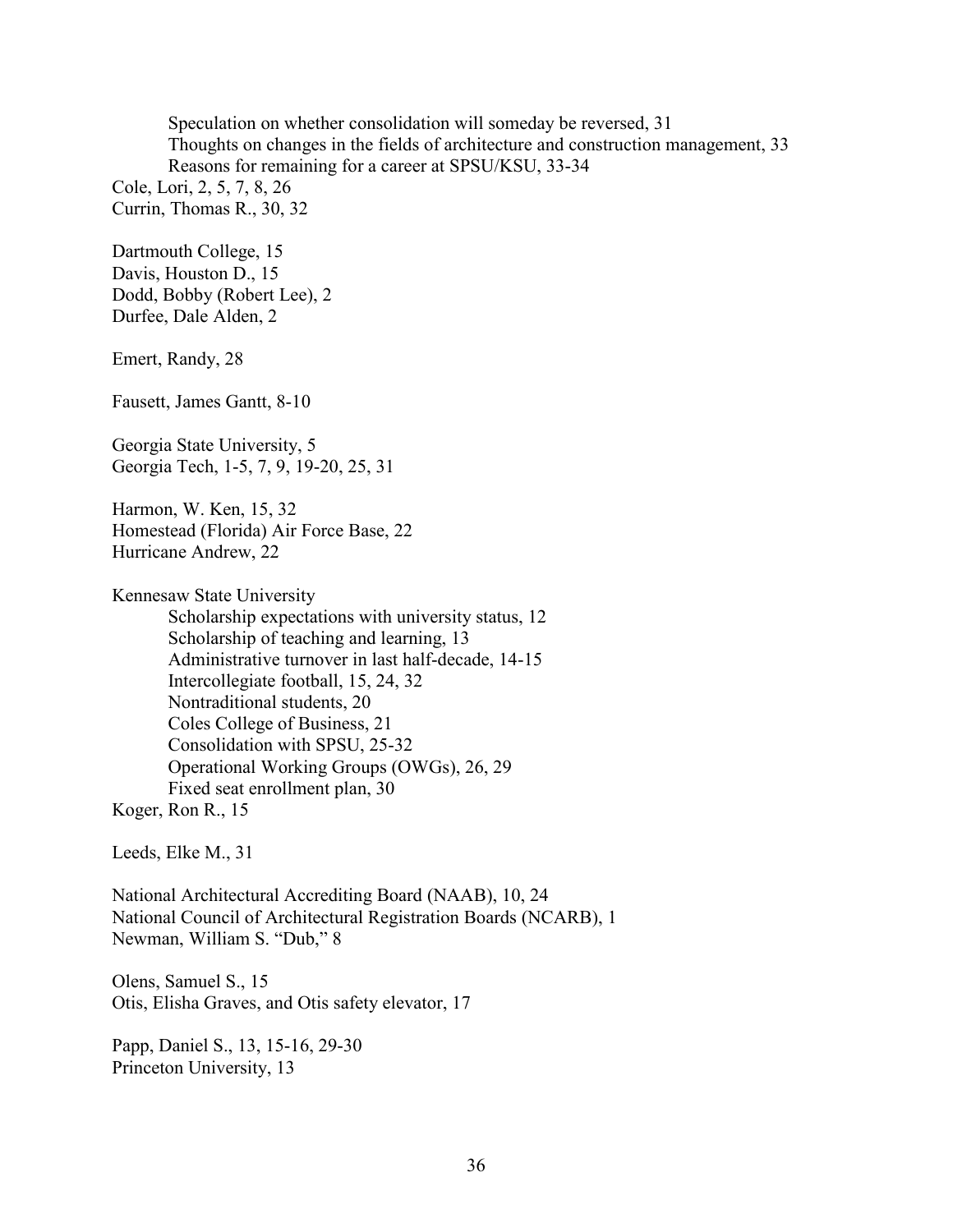Speculation on whether consolidation will someday be reversed, 31
    Thoughts on changes in the fields of architecture and construction management, 33
    Reasons for remaining for a career at SPSU/KSU, 33-34

Cole, Lori, 2, 5, 7, 8, 26
Currin, Thomas R., 30, 32

Dartmouth College, 15
Davis, Houston D., 15
Dodd, Bobby (Robert Lee), 2
Durfee, Dale Alden, 2

Emert, Randy, 28

Fausett, James Gantt, 8-10

Georgia State University, 5
Georgia Tech, 1-5, 7, 9, 19-20, 25, 31

Harmon, W. Ken, 15, 32
Homestead (Florida) Air Force Base, 22
Hurricane Andrew, 22

Kennesaw State University
    Scholarship expectations with university status, 12
    Scholarship of teaching and learning, 13
    Administrative turnover in last half-decade, 14-15
    Intercollegiate football, 15, 24, 32
    Nontraditional students, 20
    Coles College of Business, 21
    Consolidation with SPSU, 25-32
    Operational Working Groups (OWGs), 26, 29
    Fixed seat enrollment plan, 30

Koger, Ron R., 15

Leeds, Elke M., 31

National Architectural Accrediting Board (NAAB), 10, 24
National Council of Architectural Registration Boards (NCARB), 1
Newman, William S. "Dub," 8

Olens, Samuel S., 15
Otis, Elisha Graves, and Otis safety elevator, 17

Papp, Daniel S., 13, 15-16, 29-30
Princeton University, 13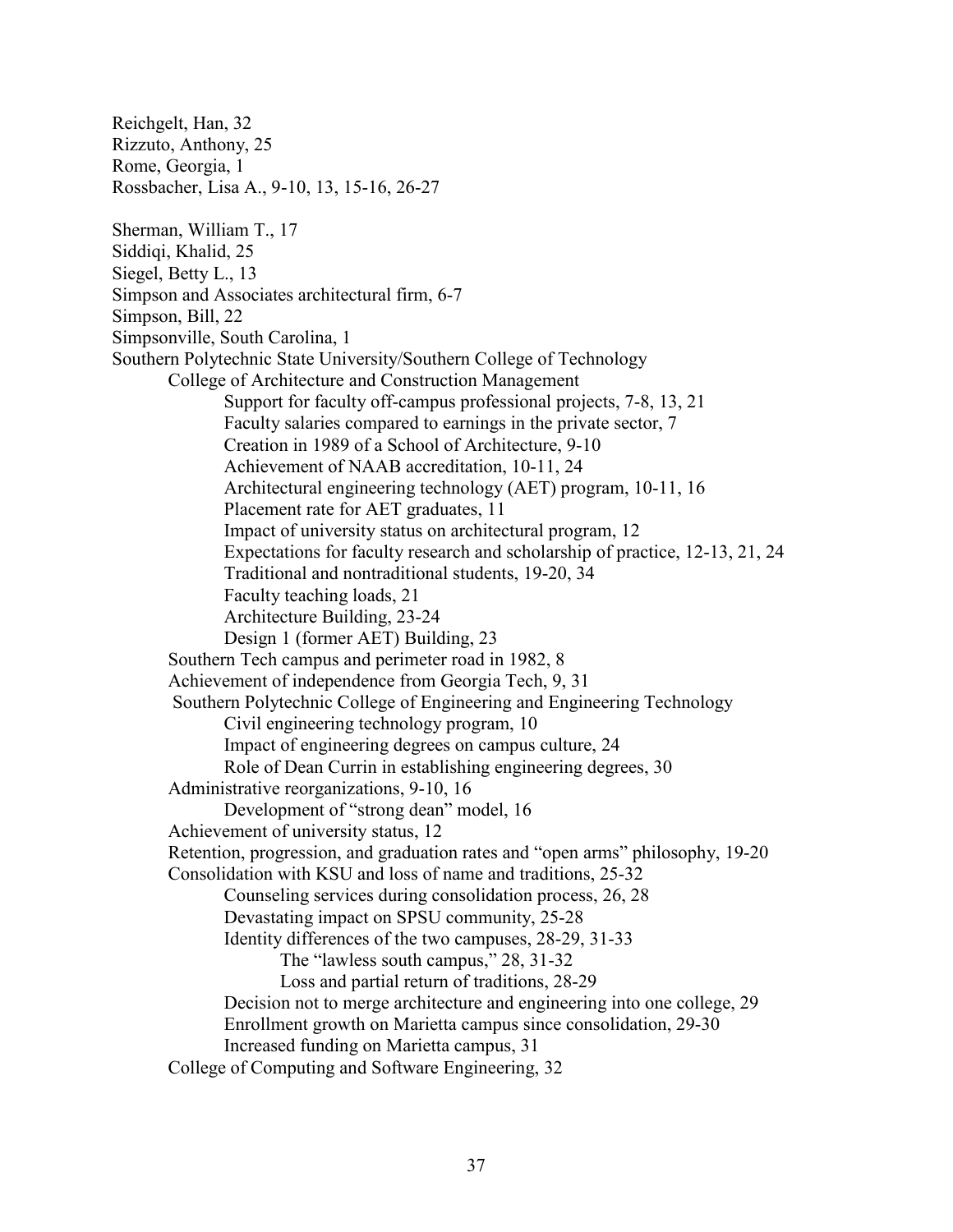Reichgelt, Han, 32
Rizzuto, Anthony, 25
Rome, Georgia, 1
Rossbacher, Lisa A., 9-10, 13, 15-16, 26-27

Sherman, William T., 17
Siddiqi, Khalid, 25
Siegel, Betty L., 13
Simpson and Associates architectural firm, 6-7
Simpson, Bill, 22
Simpsonville, South Carolina, 1
Southern Polytechnic State University/Southern College of Technology
- College of Architecture and Construction Management
  - Support for faculty off-campus professional projects, 7-8, 13, 21
  - Faculty salaries compared to earnings in the private sector, 7
  - Creation in 1989 of a School of Architecture, 9-10
  - Achievement of NAAB accreditation, 10-11, 24
  - Architectural engineering technology (AET) program, 10-11, 16
  - Placement rate for AET graduates, 11
  - Impact of university status on architectural program, 12
  - Expectations for faculty research and scholarship of practice, 12-13, 21, 24
  - Traditional and nontraditional students, 19-20, 34
  - Faculty teaching loads, 21
  - Architecture Building, 23-24
  - Design 1 (former AET) Building, 23
- Southern Tech campus and perimeter road in 1982, 8
- Achievement of independence from Georgia Tech, 9, 31
- Southern Polytechnic College of Engineering and Engineering Technology
  - Civil engineering technology program, 10
  - Impact of engineering degrees on campus culture, 24
  - Role of Dean Currin in establishing engineering degrees, 30
- Administrative reorganizations, 9-10, 16
  - Development of "strong dean" model, 16
- Achievement of university status, 12
- Retention, progression, and graduation rates and "open arms" philosophy, 19-20
- Consolidation with KSU and loss of name and traditions, 25-32
  - Counseling services during consolidation process, 26, 28
  - Devastating impact on SPSU community, 25-28
  - Identity differences of the two campuses, 28-29, 31-33
    - The "lawless south campus," 28, 31-32
    - Loss and partial return of traditions, 28-29
  - Decision not to merge architecture and engineering into one college, 29
  - Enrollment growth on Marietta campus since consolidation, 29-30
  - Increased funding on Marietta campus, 31
- College of Computing and Software Engineering, 32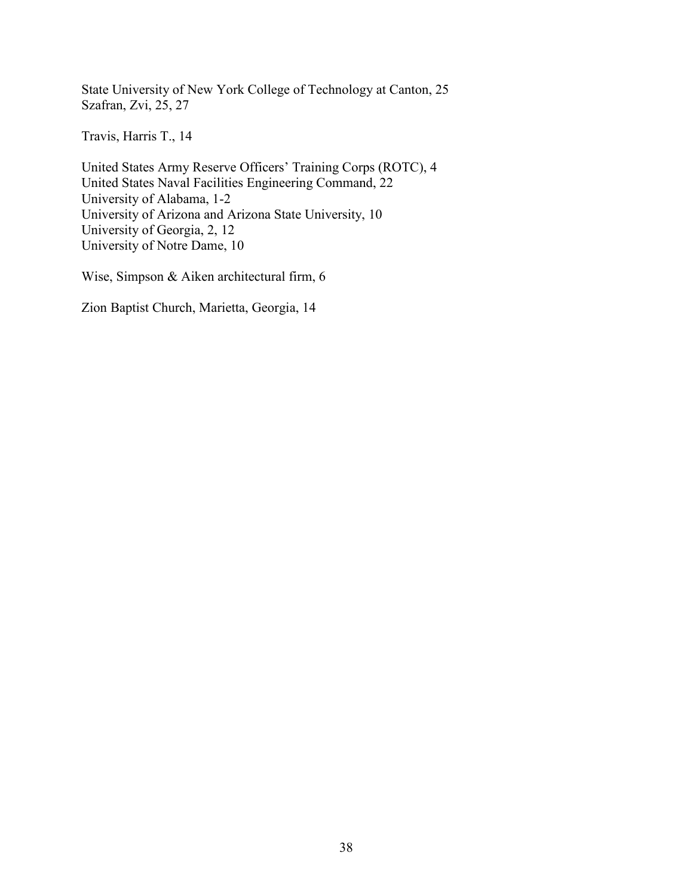State University of New York College of Technology at Canton, 25
Szafran, Zvi, 25, 27

Travis, Harris T., 14

United States Army Reserve Officers' Training Corps (ROTC), 4
United States Naval Facilities Engineering Command, 22
University of Alabama, 1-2
University of Arizona and Arizona State University, 10
University of Georgia, 2, 12
University of Notre Dame, 10

Wise, Simpson & Aiken architectural firm, 6

Zion Baptist Church, Marietta, Georgia, 14